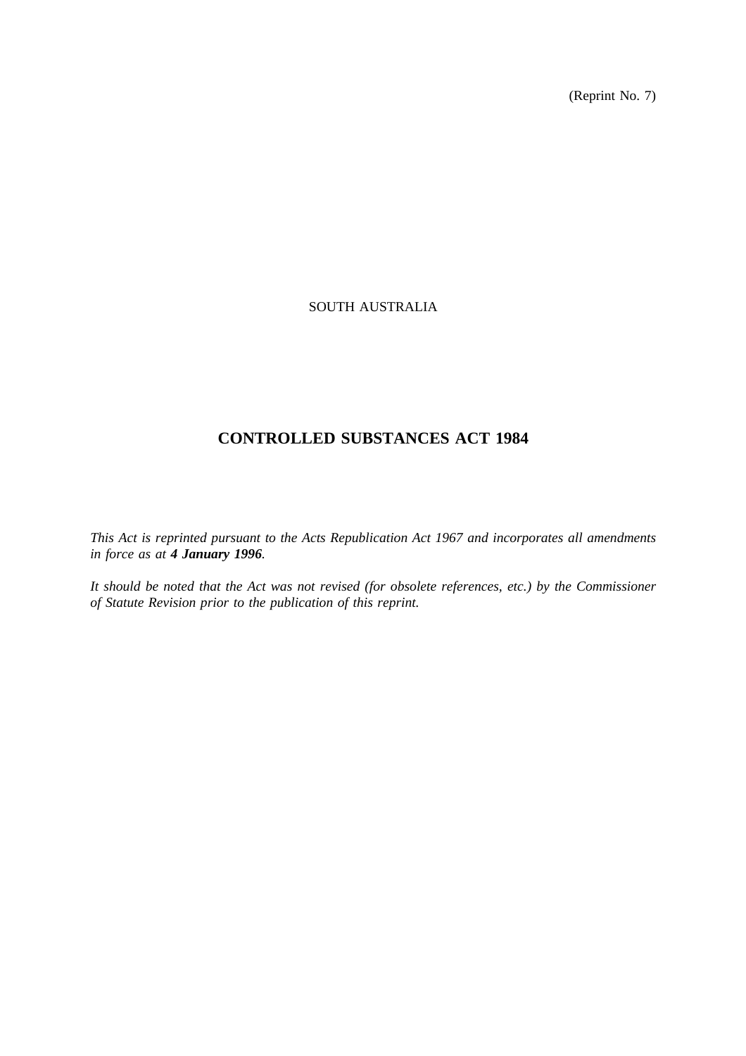(Reprint No. 7)

SOUTH AUSTRALIA

# CONTROLLED SUBSTANCES ACT 1984

*This Act is reprinted pursuant to the Acts Republication Act 1967 and incorporates all amendments in force as at **4 January 1996**.*

*It should be noted that the Act was not revised (for obsolete references, etc.) by the Commissioner of Statute Revision prior to the publication of this reprint.*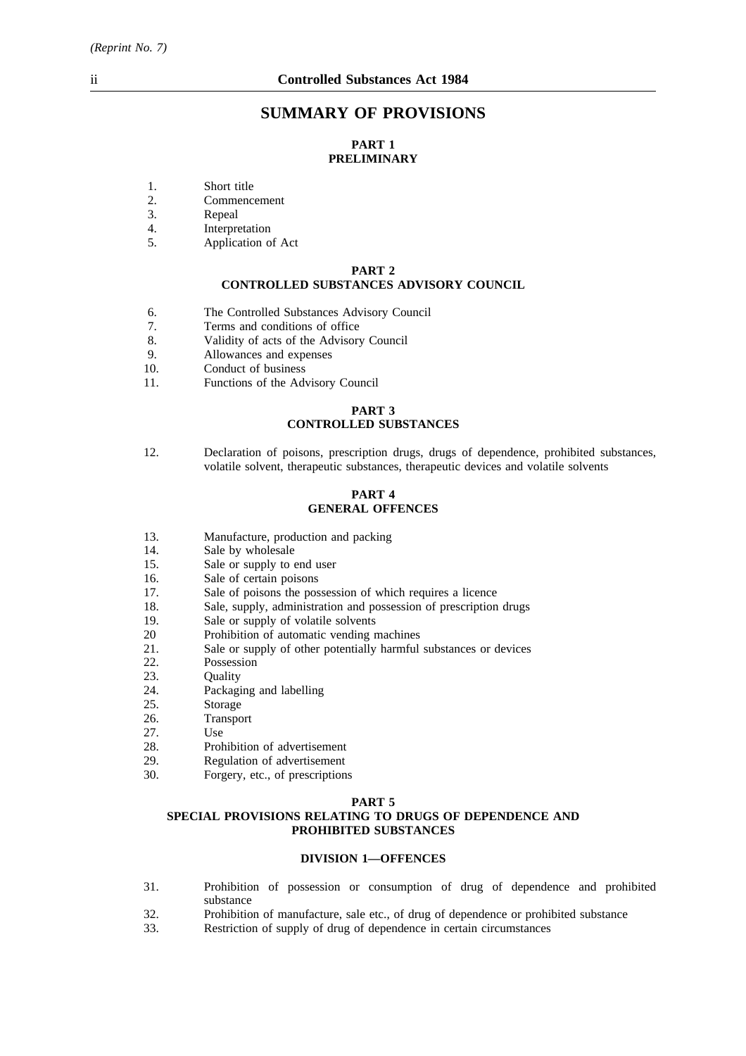# SUMMARY OF PROVISIONS

## PART 1
## PRELIMINARY

1. Short title
2. Commencement
3. Repeal
4. Interpretation
5. Application of Act

## PART 2
## CONTROLLED SUBSTANCES ADVISORY COUNCIL

6. The Controlled Substances Advisory Council
7. Terms and conditions of office
8. Validity of acts of the Advisory Council
9. Allowances and expenses
10. Conduct of business
11. Functions of the Advisory Council

## PART 3
## CONTROLLED SUBSTANCES

12. Declaration of poisons, prescription drugs, drugs of dependence, prohibited substances, volatile solvent, therapeutic substances, therapeutic devices and volatile solvents

## PART 4
## GENERAL OFFENCES

13. Manufacture, production and packing
14. Sale by wholesale
15. Sale or supply to end user
16. Sale of certain poisons
17. Sale of poisons the possession of which requires a licence
18. Sale, supply, administration and possession of prescription drugs
19. Sale or supply of volatile solvents
20. Prohibition of automatic vending machines
21. Sale or supply of other potentially harmful substances or devices
22. Possession
23. Quality
24. Packaging and labelling
25. Storage
26. Transport
27. Use
28. Prohibition of advertisement
29. Regulation of advertisement
30. Forgery, etc., of prescriptions

## PART 5
## SPECIAL PROVISIONS RELATING TO DRUGS OF DEPENDENCE AND PROHIBITED SUBSTANCES

### DIVISION 1—OFFENCES

31. Prohibition of possession or consumption of drug of dependence and prohibited substance
32. Prohibition of manufacture, sale etc., of drug of dependence or prohibited substance
33. Restriction of supply of drug of dependence in certain circumstances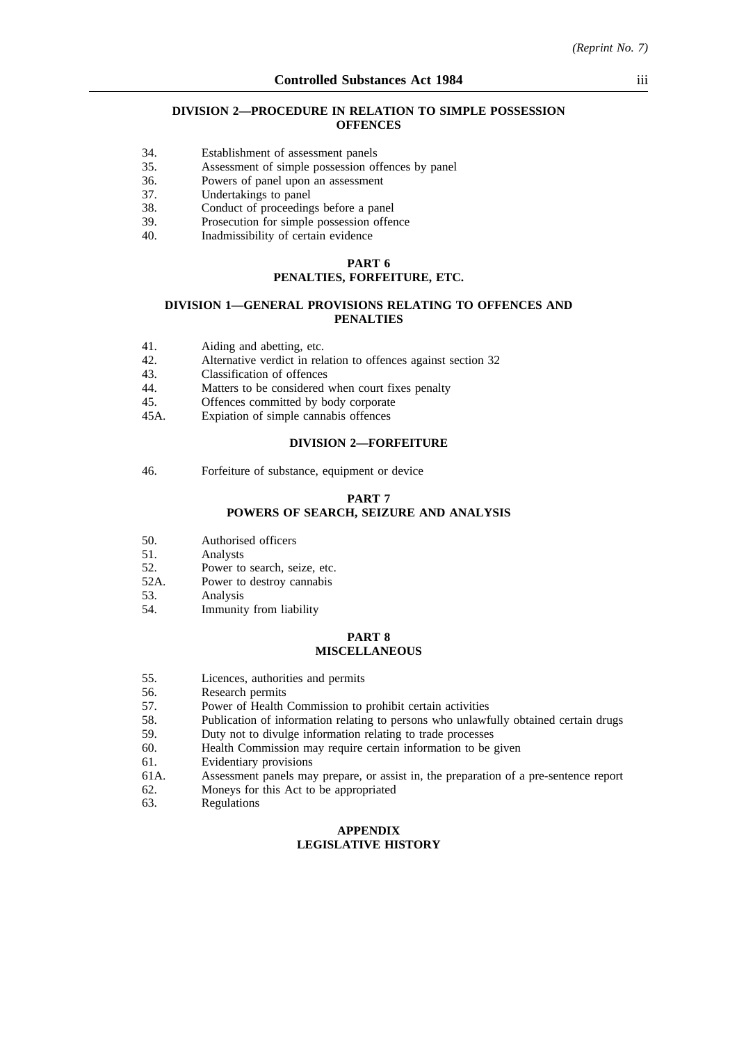## DIVISION 2—PROCEDURE IN RELATION TO SIMPLE POSSESSION OFFENCES

34. Establishment of assessment panels
35. Assessment of simple possession offences by panel
36. Powers of panel upon an assessment
37. Undertakings to panel
38. Conduct of proceedings before a panel
39. Prosecution for simple possession offence
40. Inadmissibility of certain evidence

## PART 6
## PENALTIES, FORFEITURE, ETC.

## DIVISION 1—GENERAL PROVISIONS RELATING TO OFFENCES AND PENALTIES

41. Aiding and abetting, etc.
42. Alternative verdict in relation to offences against section 32
43. Classification of offences
44. Matters to be considered when court fixes penalty
45. Offences committed by body corporate
45A. Expiation of simple cannabis offences

## DIVISION 2—FORFEITURE

46. Forfeiture of substance, equipment or device

## PART 7
## POWERS OF SEARCH, SEIZURE AND ANALYSIS

50. Authorised officers
51. Analysts
52. Power to search, seize, etc.
52A. Power to destroy cannabis
53. Analysis
54. Immunity from liability

## PART 8
## MISCELLANEOUS

55. Licences, authorities and permits
56. Research permits
57. Power of Health Commission to prohibit certain activities
58. Publication of information relating to persons who unlawfully obtained certain drugs
59. Duty not to divulge information relating to trade processes
60. Health Commission may require certain information to be given
61. Evidentiary provisions
61A. Assessment panels may prepare, or assist in, the preparation of a pre-sentence report
62. Moneys for this Act to be appropriated
63. Regulations

## APPENDIX
## LEGISLATIVE HISTORY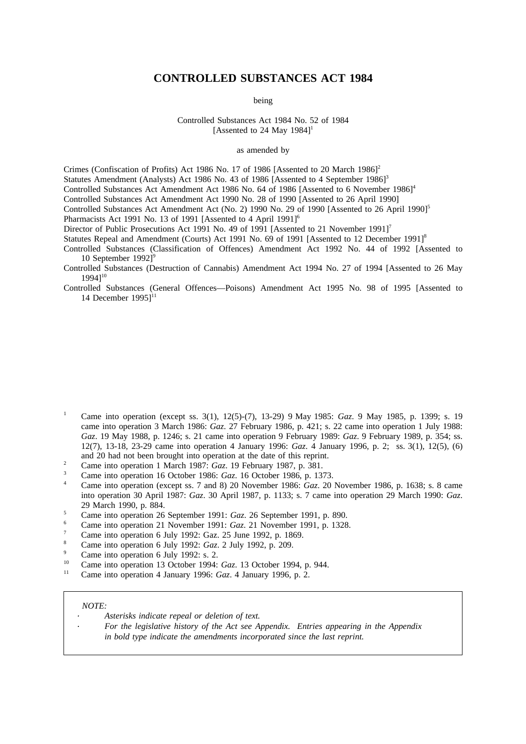# CONTROLLED SUBSTANCES ACT 1984

being

Controlled Substances Act 1984 No. 52 of 1984
[Assented to 24 May 1984][1]

as amended by

Crimes (Confiscation of Profits) Act 1986 No. 17 of 1986 [Assented to 20 March 1986][2]

Statutes Amendment (Analysts) Act 1986 No. 43 of 1986 [Assented to 4 September 1986][3]

Controlled Substances Act Amendment Act 1986 No. 64 of 1986 [Assented to 6 November 1986][4]

Controlled Substances Act Amendment Act 1990 No. 28 of 1990 [Assented to 26 April 1990]

Controlled Substances Act Amendment Act (No. 2) 1990 No. 29 of 1990 [Assented to 26 April 1990][5]

Pharmacists Act 1991 No. 13 of 1991 [Assented to 4 April 1991][6]

Director of Public Prosecutions Act 1991 No. 49 of 1991 [Assented to 21 November 1991][7]

Statutes Repeal and Amendment (Courts) Act 1991 No. 69 of 1991 [Assented to 12 December 1991][8]

Controlled Substances (Classification of Offences) Amendment Act 1992 No. 44 of 1992 [Assented to 10 September 1992][9]

Controlled Substances (Destruction of Cannabis) Amendment Act 1994 No. 27 of 1994 [Assented to 26 May 1994][10]

Controlled Substances (General Offences—Poisons) Amendment Act 1995 No. 98 of 1995 [Assented to 14 December 1995][11]

---

1. Came into operation (except ss. 3(1), 12(5)-(7), 13-29) 9 May 1985: *Gaz*. 9 May 1985, p. 1399; s. 19 came into operation 3 March 1986: *Gaz*. 27 February 1986, p. 421; s. 22 came into operation 1 July 1988: *Gaz*. 19 May 1988, p. 1246; s. 21 came into operation 9 February 1989: *Gaz*. 9 February 1989, p. 354; ss. 12(7), 13-18, 23-29 came into operation 4 January 1996: *Gaz*. 4 January 1996, p. 2; ss. 3(1), 12(5), (6) and 20 had not been brought into operation at the date of this reprint.
2. Came into operation 1 March 1987: *Gaz*. 19 February 1987, p. 381.
3. Came into operation 16 October 1986: *Gaz*. 16 October 1986, p. 1373.
4. Came into operation (except ss. 7 and 8) 20 November 1986: *Gaz*. 20 November 1986, p. 1638; s. 8 came into operation 30 April 1987: *Gaz*. 30 April 1987, p. 1133; s. 7 came into operation 29 March 1990: *Gaz*. 29 March 1990, p. 884.
5. Came into operation 26 September 1991: *Gaz*. 26 September 1991, p. 890.
6. Came into operation 21 November 1991: *Gaz*. 21 November 1991, p. 1328.
7. Came into operation 6 July 1992: Gaz. 25 June 1992, p. 1869.
8. Came into operation 6 July 1992: *Gaz*. 2 July 1992, p. 209.
9. Came into operation 6 July 1992: s. 2.
10. Came into operation 13 October 1994: *Gaz*. 13 October 1994, p. 944.
11. Came into operation 4 January 1996: *Gaz*. 4 January 1996, p. 2.

---

*NOTE:*

- *Asterisks indicate repeal or deletion of text.*
- *For the legislative history of the Act see Appendix. Entries appearing in the Appendix in bold type indicate the amendments incorporated since the last reprint.*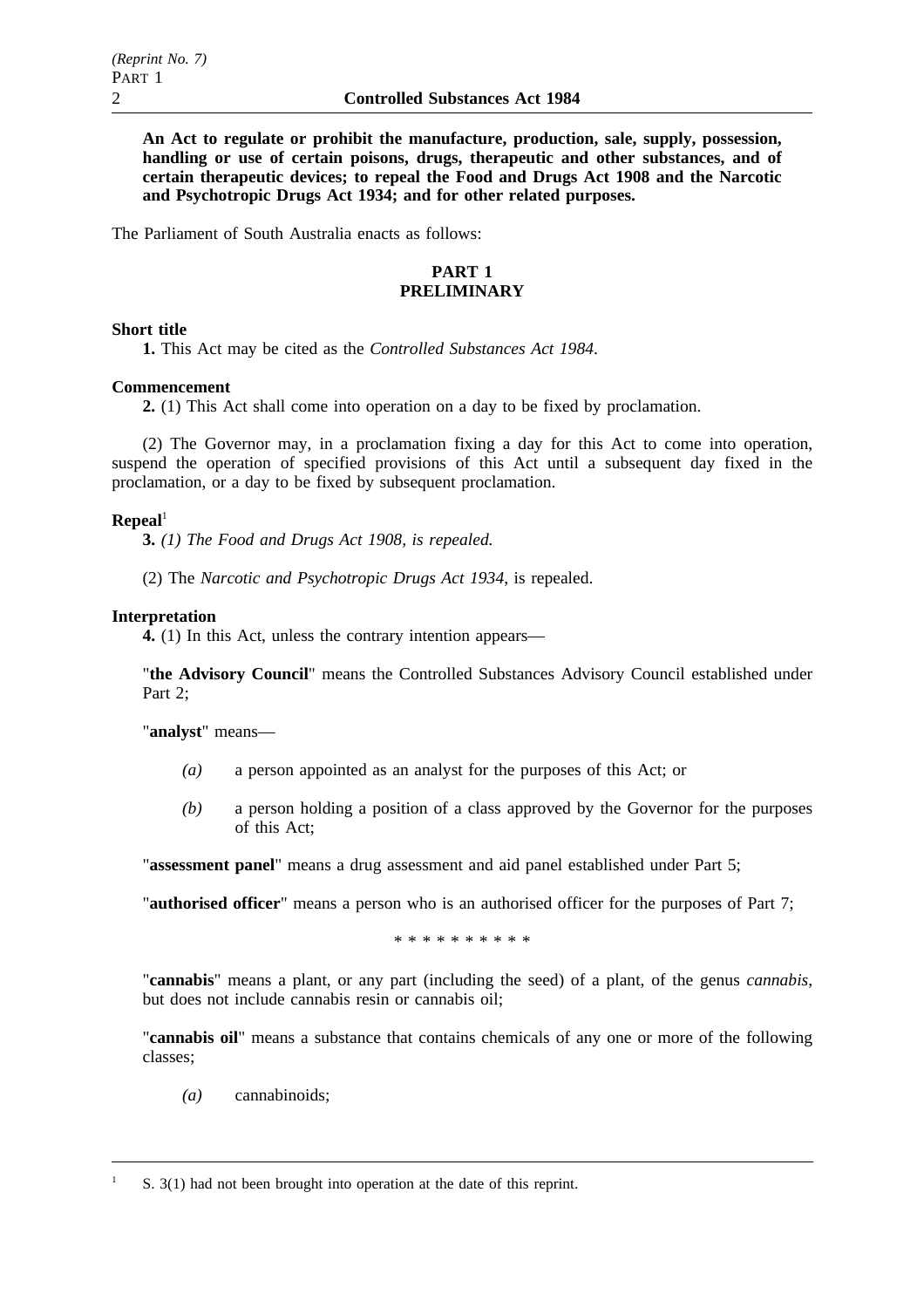**An Act to regulate or prohibit the manufacture, production, sale, supply, possession, handling or use of certain poisons, drugs, therapeutic and other substances, and of certain therapeutic devices; to repeal the Food and Drugs Act 1908 and the Narcotic and Psychotropic Drugs Act 1934; and for other related purposes.**

The Parliament of South Australia enacts as follows:

## PART 1
## PRELIMINARY

**Short title**

**1.** This Act may be cited as the *Controlled Substances Act 1984*.

**Commencement**

**2.** (1) This Act shall come into operation on a day to be fixed by proclamation.

(2) The Governor may, in a proclamation fixing a day for this Act to come into operation, suspend the operation of specified provisions of this Act until a subsequent day fixed in the proclamation, or a day to be fixed by subsequent proclamation.

**Repeal**[1]

**3.** *(1) The Food and Drugs Act 1908, is repealed.*

(2) The *Narcotic and Psychotropic Drugs Act 1934*, is repealed.

**Interpretation**

**4.** (1) In this Act, unless the contrary intention appears—

"**the Advisory Council**" means the Controlled Substances Advisory Council established under Part 2;

"**analyst**" means—

*(a)* a person appointed as an analyst for the purposes of this Act; or

*(b)* a person holding a position of a class approved by the Governor for the purposes of this Act;

"**assessment panel**" means a drug assessment and aid panel established under Part 5;

"**authorised officer**" means a person who is an authorised officer for the purposes of Part 7;

* * * * * * * * * *

"**cannabis**" means a plant, or any part (including the seed) of a plant, of the genus *cannabis*, but does not include cannabis resin or cannabis oil;

"**cannabis oil**" means a substance that contains chemicals of any one or more of the following classes;

*(a)* cannabinoids;

---

[1] S. 3(1) had not been brought into operation at the date of this reprint.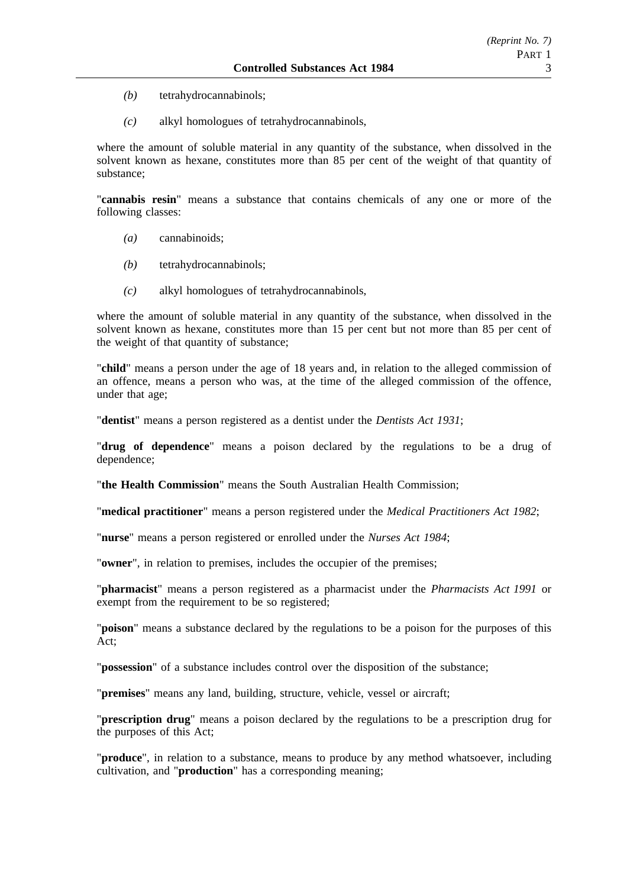*(b)* tetrahydrocannabinols;

*(c)* alkyl homologues of tetrahydrocannabinols,

where the amount of soluble material in any quantity of the substance, when dissolved in the solvent known as hexane, constitutes more than 85 per cent of the weight of that quantity of substance;

"**cannabis resin**" means a substance that contains chemicals of any one or more of the following classes:

*(a)* cannabinoids;

*(b)* tetrahydrocannabinols;

*(c)* alkyl homologues of tetrahydrocannabinols,

where the amount of soluble material in any quantity of the substance, when dissolved in the solvent known as hexane, constitutes more than 15 per cent but not more than 85 per cent of the weight of that quantity of substance;

"**child**" means a person under the age of 18 years and, in relation to the alleged commission of an offence, means a person who was, at the time of the alleged commission of the offence, under that age;

"**dentist**" means a person registered as a dentist under the *Dentists Act 1931*;

"**drug of dependence**" means a poison declared by the regulations to be a drug of dependence;

"**the Health Commission**" means the South Australian Health Commission;

"**medical practitioner**" means a person registered under the *Medical Practitioners Act 1982*;

"**nurse**" means a person registered or enrolled under the *Nurses Act 1984*;

"**owner**", in relation to premises, includes the occupier of the premises;

"**pharmacist**" means a person registered as a pharmacist under the *Pharmacists Act 1991* or exempt from the requirement to be so registered;

"**poison**" means a substance declared by the regulations to be a poison for the purposes of this Act;

"**possession**" of a substance includes control over the disposition of the substance;

"**premises**" means any land, building, structure, vehicle, vessel or aircraft;

"**prescription drug**" means a poison declared by the regulations to be a prescription drug for the purposes of this Act;

"**produce**", in relation to a substance, means to produce by any method whatsoever, including cultivation, and "**production**" has a corresponding meaning;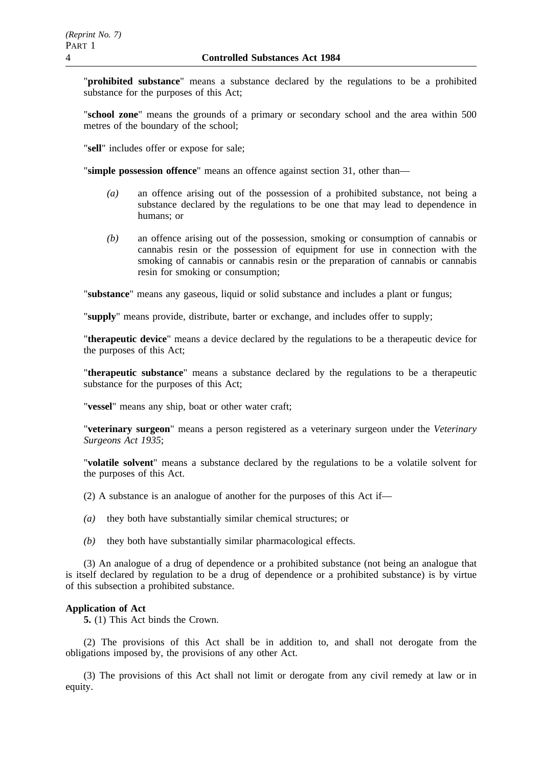"**prohibited substance**" means a substance declared by the regulations to be a prohibited substance for the purposes of this Act;

"**school zone**" means the grounds of a primary or secondary school and the area within 500 metres of the boundary of the school;

"**sell**" includes offer or expose for sale;

"**simple possession offence**" means an offence against section 31, other than—

*(a)* an offence arising out of the possession of a prohibited substance, not being a substance declared by the regulations to be one that may lead to dependence in humans; or

*(b)* an offence arising out of the possession, smoking or consumption of cannabis or cannabis resin or the possession of equipment for use in connection with the smoking of cannabis or cannabis resin or the preparation of cannabis or cannabis resin for smoking or consumption;

"**substance**" means any gaseous, liquid or solid substance and includes a plant or fungus;

"**supply**" means provide, distribute, barter or exchange, and includes offer to supply;

"**therapeutic device**" means a device declared by the regulations to be a therapeutic device for the purposes of this Act;

"**therapeutic substance**" means a substance declared by the regulations to be a therapeutic substance for the purposes of this Act;

"**vessel**" means any ship, boat or other water craft;

"**veterinary surgeon**" means a person registered as a veterinary surgeon under the *Veterinary Surgeons Act 1935*;

"**volatile solvent**" means a substance declared by the regulations to be a volatile solvent for the purposes of this Act.

(2) A substance is an analogue of another for the purposes of this Act if—

*(a)* they both have substantially similar chemical structures; or

*(b)* they both have substantially similar pharmacological effects.

(3) An analogue of a drug of dependence or a prohibited substance (not being an analogue that is itself declared by regulation to be a drug of dependence or a prohibited substance) is by virtue of this subsection a prohibited substance.

**Application of Act**

**5.** (1) This Act binds the Crown.

(2) The provisions of this Act shall be in addition to, and shall not derogate from the obligations imposed by, the provisions of any other Act.

(3) The provisions of this Act shall not limit or derogate from any civil remedy at law or in equity.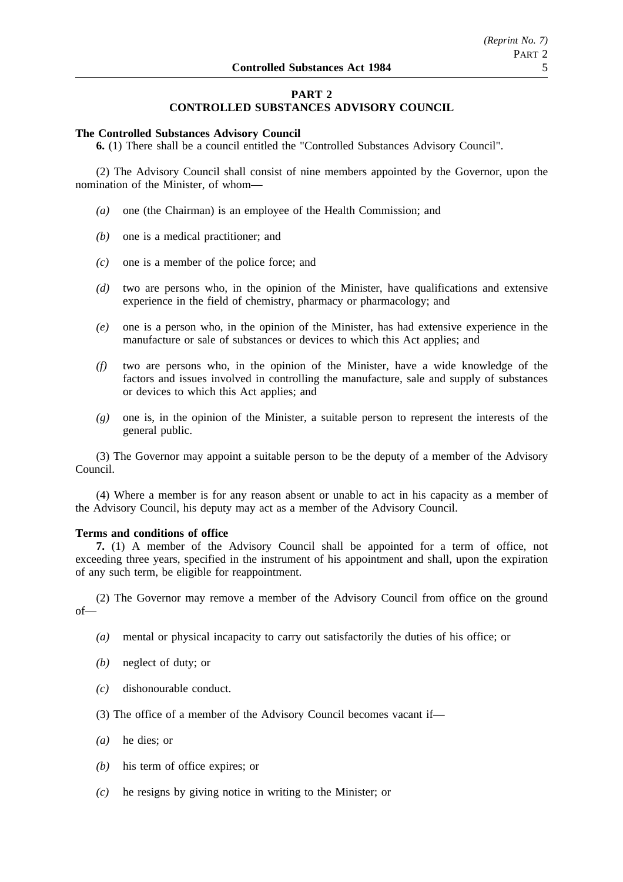## PART 2
## CONTROLLED SUBSTANCES ADVISORY COUNCIL

**The Controlled Substances Advisory Council**

**6.** (1) There shall be a council entitled the "Controlled Substances Advisory Council".

(2) The Advisory Council shall consist of nine members appointed by the Governor, upon the nomination of the Minister, of whom—

*(a)* one (the Chairman) is an employee of the Health Commission; and

*(b)* one is a medical practitioner; and

*(c)* one is a member of the police force; and

*(d)* two are persons who, in the opinion of the Minister, have qualifications and extensive experience in the field of chemistry, pharmacy or pharmacology; and

*(e)* one is a person who, in the opinion of the Minister, has had extensive experience in the manufacture or sale of substances or devices to which this Act applies; and

*(f)* two are persons who, in the opinion of the Minister, have a wide knowledge of the factors and issues involved in controlling the manufacture, sale and supply of substances or devices to which this Act applies; and

*(g)* one is, in the opinion of the Minister, a suitable person to represent the interests of the general public.

(3) The Governor may appoint a suitable person to be the deputy of a member of the Advisory Council.

(4) Where a member is for any reason absent or unable to act in his capacity as a member of the Advisory Council, his deputy may act as a member of the Advisory Council.

**Terms and conditions of office**

**7.** (1) A member of the Advisory Council shall be appointed for a term of office, not exceeding three years, specified in the instrument of his appointment and shall, upon the expiration of any such term, be eligible for reappointment.

(2) The Governor may remove a member of the Advisory Council from office on the ground of—

*(a)* mental or physical incapacity to carry out satisfactorily the duties of his office; or

*(b)* neglect of duty; or

*(c)* dishonourable conduct.

(3) The office of a member of the Advisory Council becomes vacant if—

*(a)* he dies; or

*(b)* his term of office expires; or

*(c)* he resigns by giving notice in writing to the Minister; or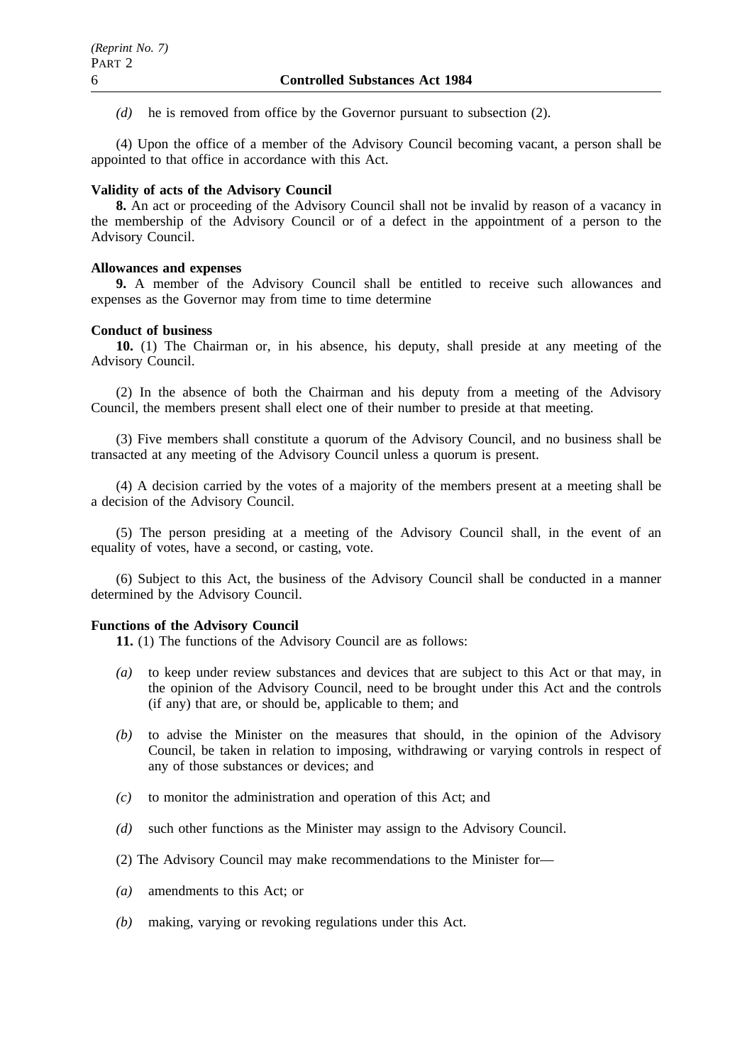*(d)* he is removed from office by the Governor pursuant to subsection (2).

(4) Upon the office of a member of the Advisory Council becoming vacant, a person shall be appointed to that office in accordance with this Act.

**Validity of acts of the Advisory Council**

**8.** An act or proceeding of the Advisory Council shall not be invalid by reason of a vacancy in the membership of the Advisory Council or of a defect in the appointment of a person to the Advisory Council.

**Allowances and expenses**

**9.** A member of the Advisory Council shall be entitled to receive such allowances and expenses as the Governor may from time to time determine

**Conduct of business**

**10.** (1) The Chairman or, in his absence, his deputy, shall preside at any meeting of the Advisory Council.

(2) In the absence of both the Chairman and his deputy from a meeting of the Advisory Council, the members present shall elect one of their number to preside at that meeting.

(3) Five members shall constitute a quorum of the Advisory Council, and no business shall be transacted at any meeting of the Advisory Council unless a quorum is present.

(4) A decision carried by the votes of a majority of the members present at a meeting shall be a decision of the Advisory Council.

(5) The person presiding at a meeting of the Advisory Council shall, in the event of an equality of votes, have a second, or casting, vote.

(6) Subject to this Act, the business of the Advisory Council shall be conducted in a manner determined by the Advisory Council.

**Functions of the Advisory Council**

**11.** (1) The functions of the Advisory Council are as follows:

*(a)* to keep under review substances and devices that are subject to this Act or that may, in the opinion of the Advisory Council, need to be brought under this Act and the controls (if any) that are, or should be, applicable to them; and

*(b)* to advise the Minister on the measures that should, in the opinion of the Advisory Council, be taken in relation to imposing, withdrawing or varying controls in respect of any of those substances or devices; and

*(c)* to monitor the administration and operation of this Act; and

*(d)* such other functions as the Minister may assign to the Advisory Council.

(2) The Advisory Council may make recommendations to the Minister for—

*(a)* amendments to this Act; or

*(b)* making, varying or revoking regulations under this Act.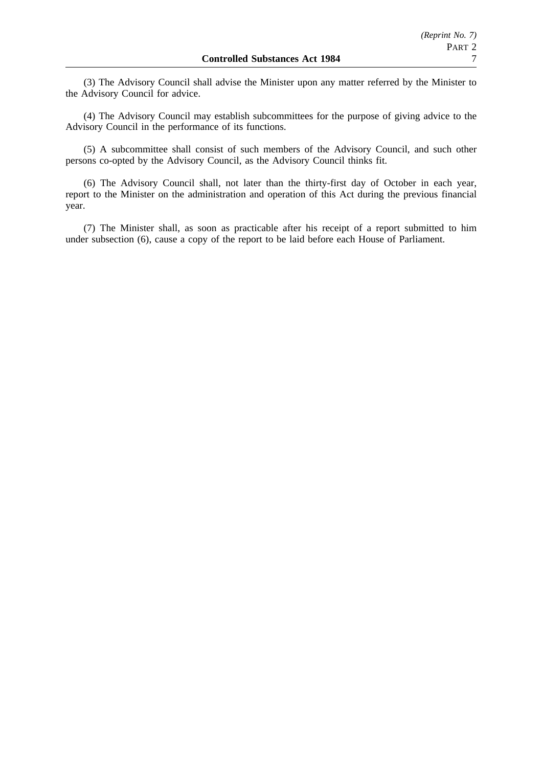(3) The Advisory Council shall advise the Minister upon any matter referred by the Minister to the Advisory Council for advice.

(4) The Advisory Council may establish subcommittees for the purpose of giving advice to the Advisory Council in the performance of its functions.

(5) A subcommittee shall consist of such members of the Advisory Council, and such other persons co-opted by the Advisory Council, as the Advisory Council thinks fit.

(6) The Advisory Council shall, not later than the thirty-first day of October in each year, report to the Minister on the administration and operation of this Act during the previous financial year.

(7) The Minister shall, as soon as practicable after his receipt of a report submitted to him under subsection (6), cause a copy of the report to be laid before each House of Parliament.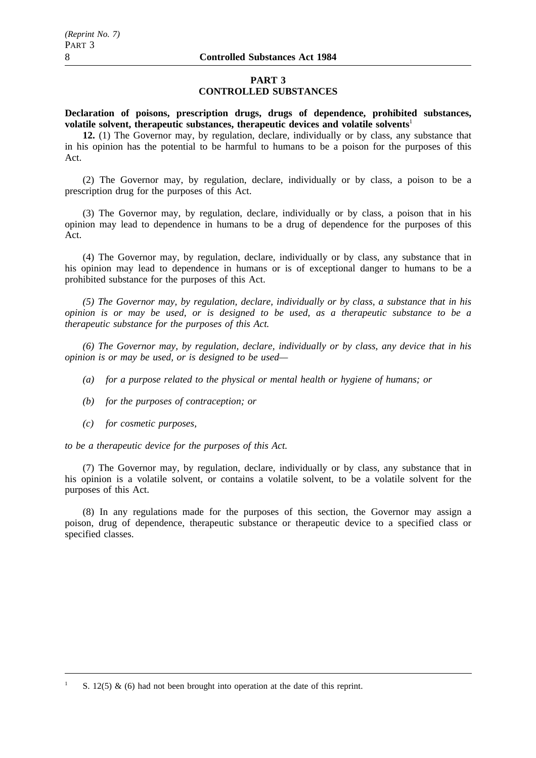## PART 3
## CONTROLLED SUBSTANCES

**Declaration of poisons, prescription drugs, drugs of dependence, prohibited substances, volatile solvent, therapeutic substances, therapeutic devices and volatile solvents**[1]

**12.** (1) The Governor may, by regulation, declare, individually or by class, any substance that in his opinion has the potential to be harmful to humans to be a poison for the purposes of this Act.

(2) The Governor may, by regulation, declare, individually or by class, a poison to be a prescription drug for the purposes of this Act.

(3) The Governor may, by regulation, declare, individually or by class, a poison that in his opinion may lead to dependence in humans to be a drug of dependence for the purposes of this Act.

(4) The Governor may, by regulation, declare, individually or by class, any substance that in his opinion may lead to dependence in humans or is of exceptional danger to humans to be a prohibited substance for the purposes of this Act.

*(5) The Governor may, by regulation, declare, individually or by class, a substance that in his opinion is or may be used, or is designed to be used, as a therapeutic substance to be a therapeutic substance for the purposes of this Act.*

*(6) The Governor may, by regulation, declare, individually or by class, any device that in his opinion is or may be used, or is designed to be used—*

*(a) for a purpose related to the physical or mental health or hygiene of humans; or*

*(b) for the purposes of contraception; or*

*(c) for cosmetic purposes,*

*to be a therapeutic device for the purposes of this Act.*

(7) The Governor may, by regulation, declare, individually or by class, any substance that in his opinion is a volatile solvent, or contains a volatile solvent, to be a volatile solvent for the purposes of this Act.

(8) In any regulations made for the purposes of this section, the Governor may assign a poison, drug of dependence, therapeutic substance or therapeutic device to a specified class or specified classes.

---

[1] S. 12(5) & (6) had not been brought into operation at the date of this reprint.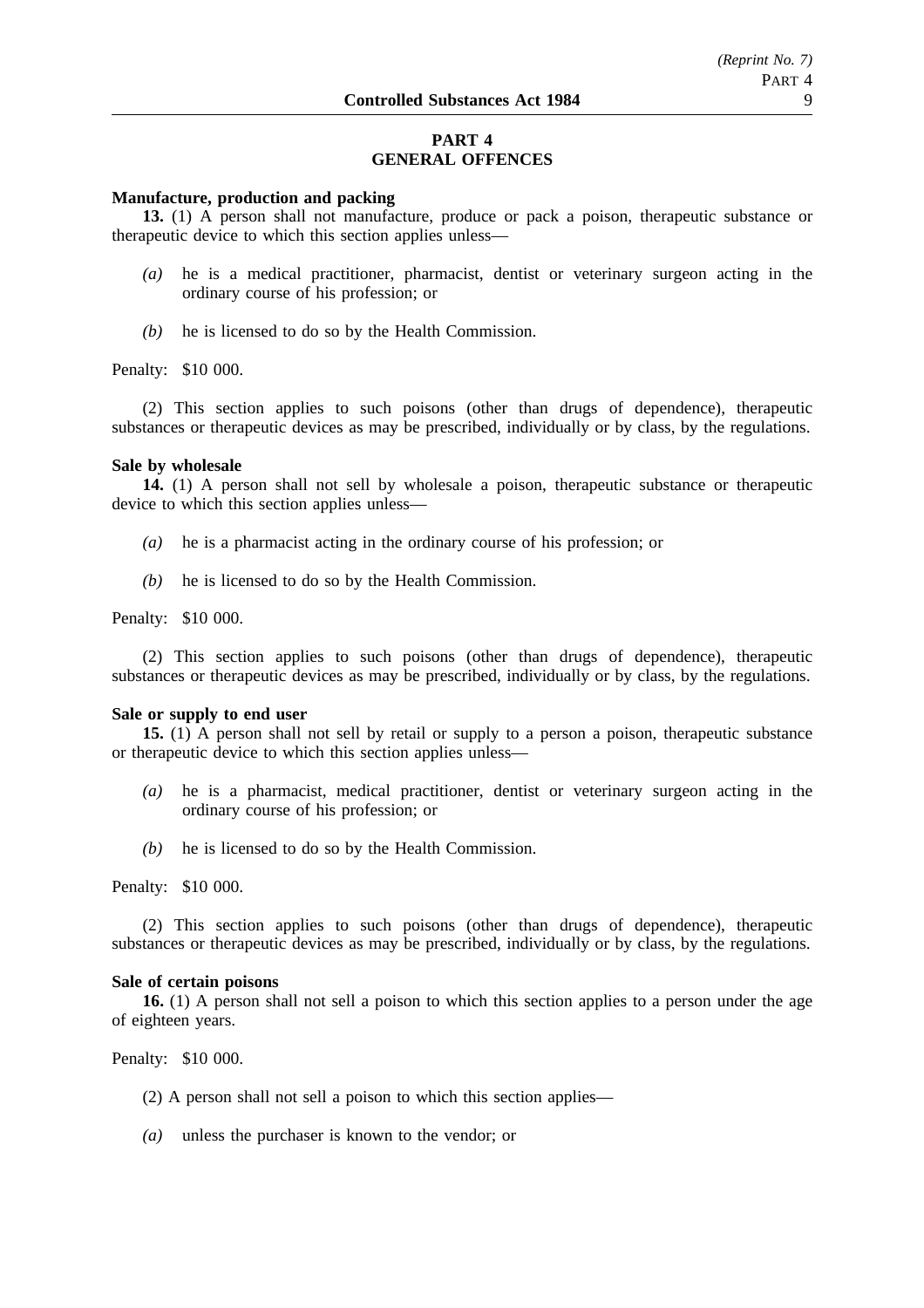## PART 4
## GENERAL OFFENCES

**Manufacture, production and packing**

**13.** (1) A person shall not manufacture, produce or pack a poison, therapeutic substance or therapeutic device to which this section applies unless—

*(a)* he is a medical practitioner, pharmacist, dentist or veterinary surgeon acting in the ordinary course of his profession; or

*(b)* he is licensed to do so by the Health Commission.

Penalty: $10 000.

(2) This section applies to such poisons (other than drugs of dependence), therapeutic substances or therapeutic devices as may be prescribed, individually or by class, by the regulations.

**Sale by wholesale**

**14.** (1) A person shall not sell by wholesale a poison, therapeutic substance or therapeutic device to which this section applies unless—

*(a)* he is a pharmacist acting in the ordinary course of his profession; or

*(b)* he is licensed to do so by the Health Commission.

Penalty: $10 000.

(2) This section applies to such poisons (other than drugs of dependence), therapeutic substances or therapeutic devices as may be prescribed, individually or by class, by the regulations.

**Sale or supply to end user**

**15.** (1) A person shall not sell by retail or supply to a person a poison, therapeutic substance or therapeutic device to which this section applies unless—

*(a)* he is a pharmacist, medical practitioner, dentist or veterinary surgeon acting in the ordinary course of his profession; or

*(b)* he is licensed to do so by the Health Commission.

Penalty: $10 000.

(2) This section applies to such poisons (other than drugs of dependence), therapeutic substances or therapeutic devices as may be prescribed, individually or by class, by the regulations.

**Sale of certain poisons**

**16.** (1) A person shall not sell a poison to which this section applies to a person under the age of eighteen years.

Penalty: $10 000.

(2) A person shall not sell a poison to which this section applies—

*(a)* unless the purchaser is known to the vendor; or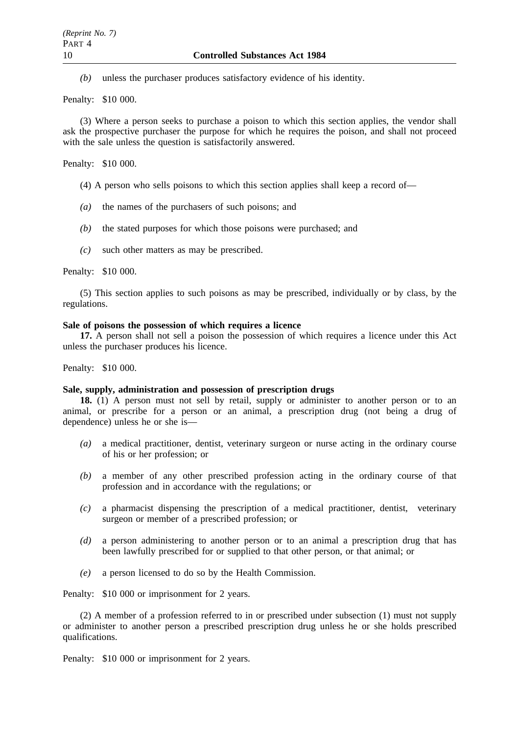*(b)* unless the purchaser produces satisfactory evidence of his identity.

Penalty: $10 000.

(3) Where a person seeks to purchase a poison to which this section applies, the vendor shall ask the prospective purchaser the purpose for which he requires the poison, and shall not proceed with the sale unless the question is satisfactorily answered.

Penalty: $10 000.

(4) A person who sells poisons to which this section applies shall keep a record of—

*(a)* the names of the purchasers of such poisons; and

*(b)* the stated purposes for which those poisons were purchased; and

*(c)* such other matters as may be prescribed.

Penalty: $10 000.

(5) This section applies to such poisons as may be prescribed, individually or by class, by the regulations.

**Sale of poisons the possession of which requires a licence**

**17.** A person shall not sell a poison the possession of which requires a licence under this Act unless the purchaser produces his licence.

Penalty: $10 000.

**Sale, supply, administration and possession of prescription drugs**

**18.** (1) A person must not sell by retail, supply or administer to another person or to an animal, or prescribe for a person or an animal, a prescription drug (not being a drug of dependence) unless he or she is—

*(a)* a medical practitioner, dentist, veterinary surgeon or nurse acting in the ordinary course of his or her profession; or

*(b)* a member of any other prescribed profession acting in the ordinary course of that profession and in accordance with the regulations; or

*(c)* a pharmacist dispensing the prescription of a medical practitioner, dentist, veterinary surgeon or member of a prescribed profession; or

*(d)* a person administering to another person or to an animal a prescription drug that has been lawfully prescribed for or supplied to that other person, or that animal; or

*(e)* a person licensed to do so by the Health Commission.

Penalty: $10 000 or imprisonment for 2 years.

(2) A member of a profession referred to in or prescribed under subsection (1) must not supply or administer to another person a prescribed prescription drug unless he or she holds prescribed qualifications.

Penalty: $10 000 or imprisonment for 2 years.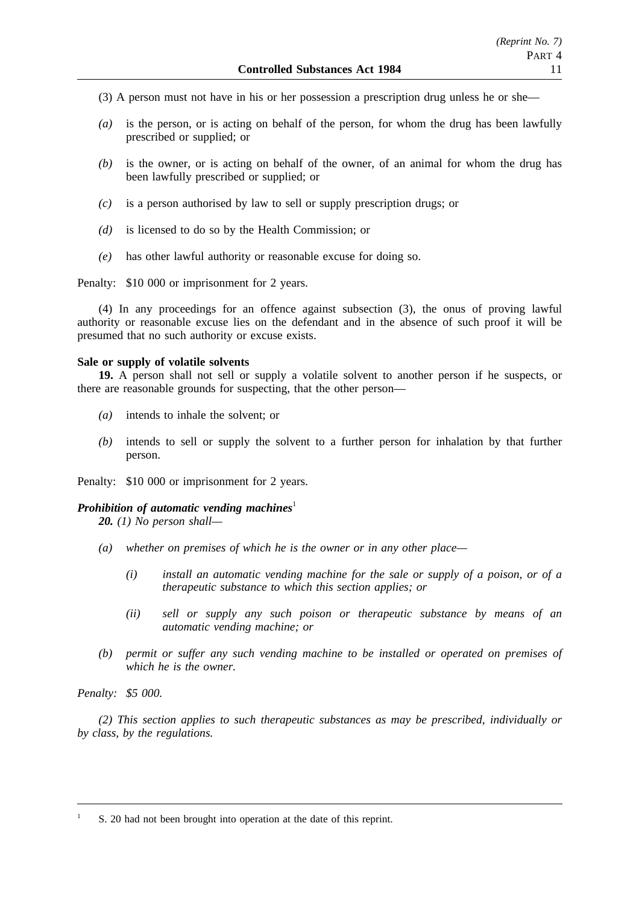(3) A person must not have in his or her possession a prescription drug unless he or she—

*(a)* is the person, or is acting on behalf of the person, for whom the drug has been lawfully prescribed or supplied; or

*(b)* is the owner, or is acting on behalf of the owner, of an animal for whom the drug has been lawfully prescribed or supplied; or

*(c)* is a person authorised by law to sell or supply prescription drugs; or

*(d)* is licensed to do so by the Health Commission; or

*(e)* has other lawful authority or reasonable excuse for doing so.

Penalty: $10 000 or imprisonment for 2 years.

(4) In any proceedings for an offence against subsection (3), the onus of proving lawful authority or reasonable excuse lies on the defendant and in the absence of such proof it will be presumed that no such authority or excuse exists.

**Sale or supply of volatile solvents**

**19.** A person shall not sell or supply a volatile solvent to another person if he suspects, or there are reasonable grounds for suspecting, that the other person—

*(a)* intends to inhale the solvent; or

*(b)* intends to sell or supply the solvent to a further person for inhalation by that further person.

Penalty: $10 000 or imprisonment for 2 years.

***Prohibition of automatic vending machines***[1]

***20.*** *(1) No person shall—*

*(a) whether on premises of which he is the owner or in any other place—*

*(i) install an automatic vending machine for the sale or supply of a poison, or of a therapeutic substance to which this section applies; or*

*(ii) sell or supply any such poison or therapeutic substance by means of an automatic vending machine; or*

*(b) permit or suffer any such vending machine to be installed or operated on premises of which he is the owner.*

*Penalty: $5 000.*

*(2) This section applies to such therapeutic substances as may be prescribed, individually or by class, by the regulations.*

---

[1] S. 20 had not been brought into operation at the date of this reprint.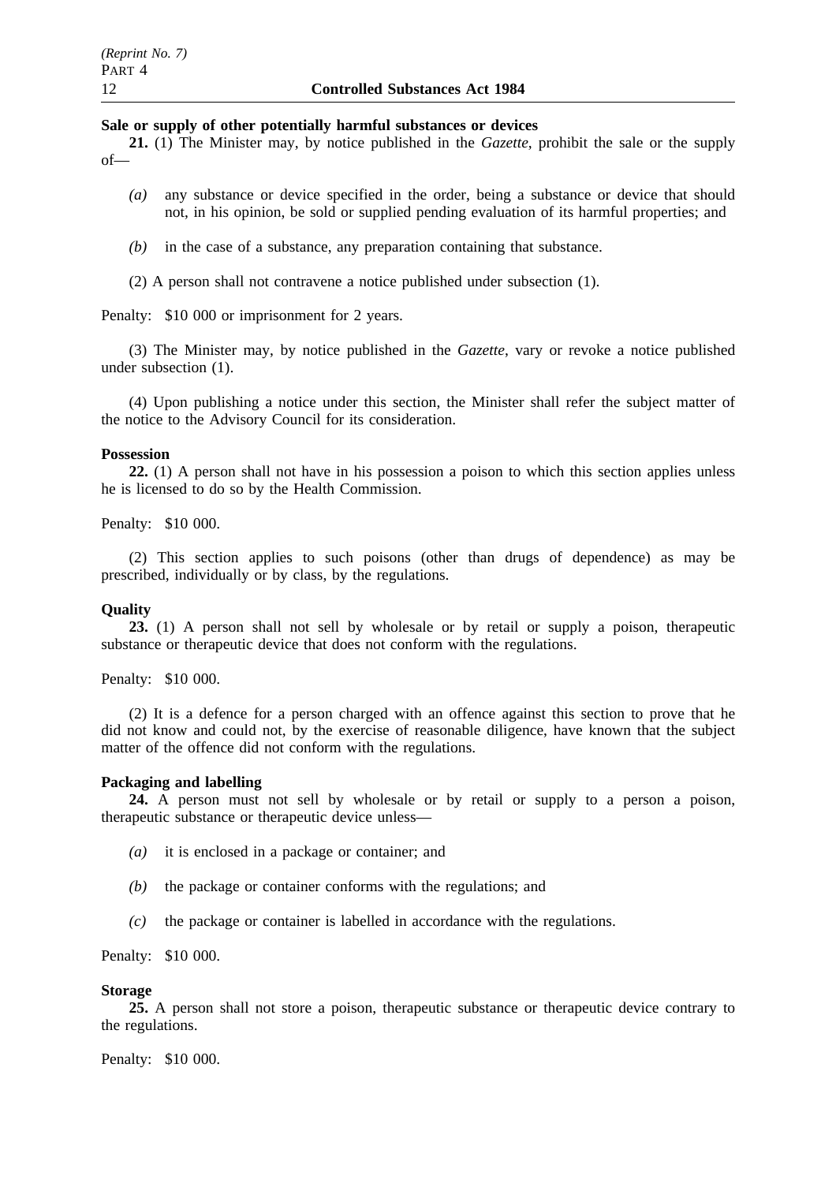**Sale or supply of other potentially harmful substances or devices**

**21.** (1) The Minister may, by notice published in the *Gazette*, prohibit the sale or the supply of—

*(a)* any substance or device specified in the order, being a substance or device that should not, in his opinion, be sold or supplied pending evaluation of its harmful properties; and

*(b)* in the case of a substance, any preparation containing that substance.

(2) A person shall not contravene a notice published under subsection (1).

Penalty: $10 000 or imprisonment for 2 years.

(3) The Minister may, by notice published in the *Gazette*, vary or revoke a notice published under subsection (1).

(4) Upon publishing a notice under this section, the Minister shall refer the subject matter of the notice to the Advisory Council for its consideration.

**Possession**

**22.** (1) A person shall not have in his possession a poison to which this section applies unless he is licensed to do so by the Health Commission.

Penalty: $10 000.

(2) This section applies to such poisons (other than drugs of dependence) as may be prescribed, individually or by class, by the regulations.

**Quality**

**23.** (1) A person shall not sell by wholesale or by retail or supply a poison, therapeutic substance or therapeutic device that does not conform with the regulations.

Penalty: $10 000.

(2) It is a defence for a person charged with an offence against this section to prove that he did not know and could not, by the exercise of reasonable diligence, have known that the subject matter of the offence did not conform with the regulations.

**Packaging and labelling**

**24.** A person must not sell by wholesale or by retail or supply to a person a poison, therapeutic substance or therapeutic device unless—

*(a)* it is enclosed in a package or container; and

*(b)* the package or container conforms with the regulations; and

*(c)* the package or container is labelled in accordance with the regulations.

Penalty: $10 000.

**Storage**

**25.** A person shall not store a poison, therapeutic substance or therapeutic device contrary to the regulations.

Penalty: $10 000.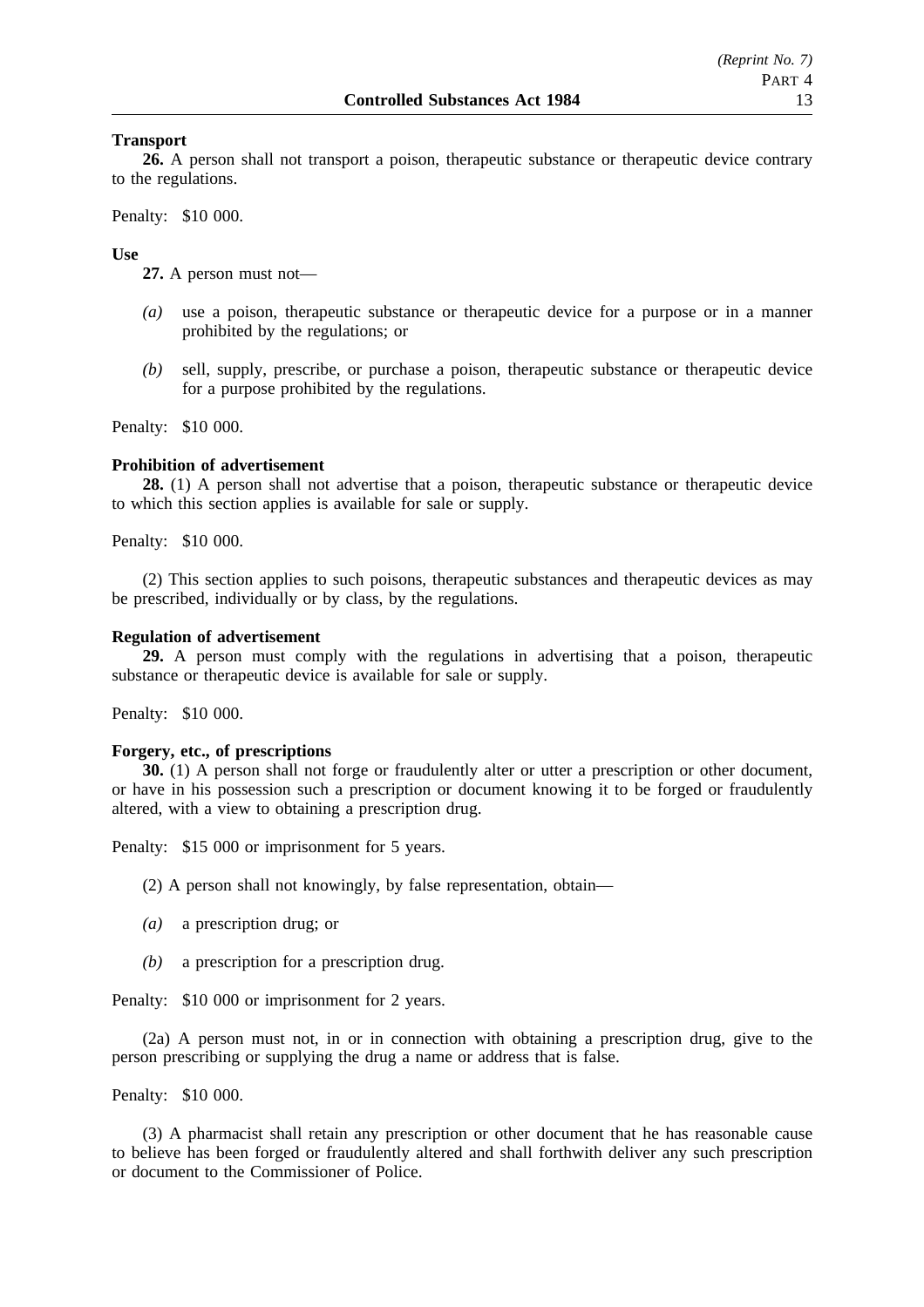**Transport**

**26.** A person shall not transport a poison, therapeutic substance or therapeutic device contrary to the regulations.

Penalty: $10 000.

**Use**

**27.** A person must not—

*(a)* use a poison, therapeutic substance or therapeutic device for a purpose or in a manner prohibited by the regulations; or

*(b)* sell, supply, prescribe, or purchase a poison, therapeutic substance or therapeutic device for a purpose prohibited by the regulations.

Penalty: $10 000.

**Prohibition of advertisement**

**28.** (1) A person shall not advertise that a poison, therapeutic substance or therapeutic device to which this section applies is available for sale or supply.

Penalty: $10 000.

(2) This section applies to such poisons, therapeutic substances and therapeutic devices as may be prescribed, individually or by class, by the regulations.

**Regulation of advertisement**

**29.** A person must comply with the regulations in advertising that a poison, therapeutic substance or therapeutic device is available for sale or supply.

Penalty: $10 000.

**Forgery, etc., of prescriptions**

**30.** (1) A person shall not forge or fraudulently alter or utter a prescription or other document, or have in his possession such a prescription or document knowing it to be forged or fraudulently altered, with a view to obtaining a prescription drug.

Penalty: $15 000 or imprisonment for 5 years.

(2) A person shall not knowingly, by false representation, obtain—

*(a)* a prescription drug; or

*(b)* a prescription for a prescription drug.

Penalty: $10 000 or imprisonment for 2 years.

(2a) A person must not, in or in connection with obtaining a prescription drug, give to the person prescribing or supplying the drug a name or address that is false.

Penalty: $10 000.

(3) A pharmacist shall retain any prescription or other document that he has reasonable cause to believe has been forged or fraudulently altered and shall forthwith deliver any such prescription or document to the Commissioner of Police.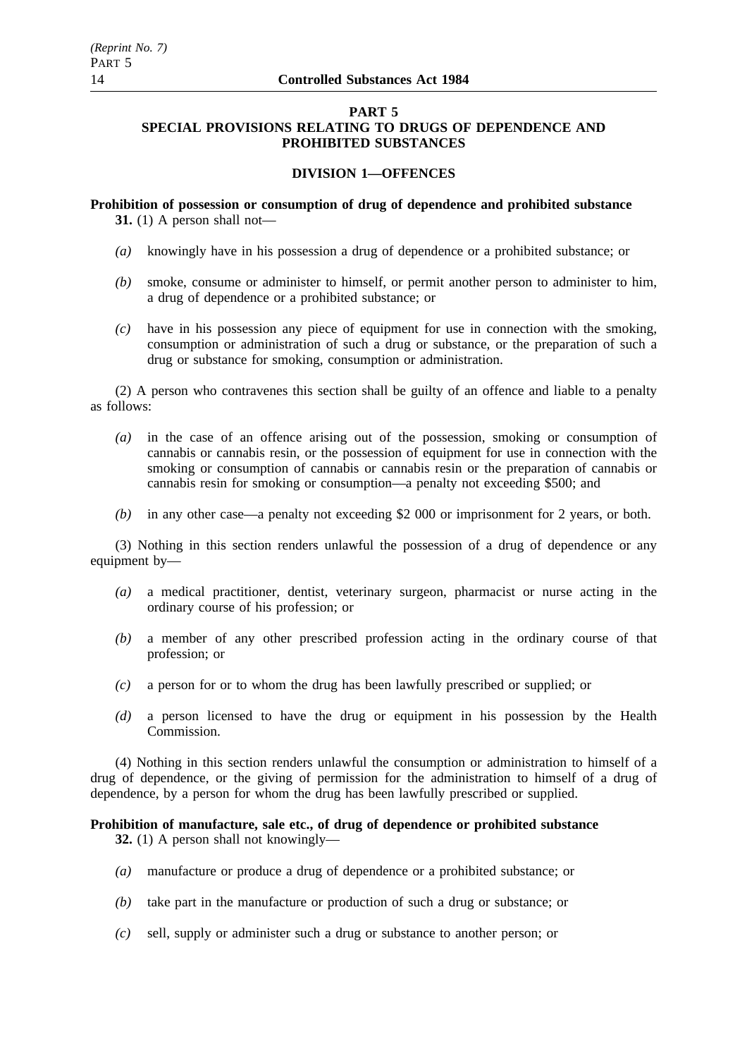## PART 5
## SPECIAL PROVISIONS RELATING TO DRUGS OF DEPENDENCE AND PROHIBITED SUBSTANCES

### DIVISION 1—OFFENCES

**Prohibition of possession or consumption of drug of dependence and prohibited substance**

**31.** (1) A person shall not—

*(a)* knowingly have in his possession a drug of dependence or a prohibited substance; or

*(b)* smoke, consume or administer to himself, or permit another person to administer to him, a drug of dependence or a prohibited substance; or

*(c)* have in his possession any piece of equipment for use in connection with the smoking, consumption or administration of such a drug or substance, or the preparation of such a drug or substance for smoking, consumption or administration.

(2) A person who contravenes this section shall be guilty of an offence and liable to a penalty as follows:

*(a)* in the case of an offence arising out of the possession, smoking or consumption of cannabis or cannabis resin, or the possession of equipment for use in connection with the smoking or consumption of cannabis or cannabis resin or the preparation of cannabis or cannabis resin for smoking or consumption—a penalty not exceeding $500; and

*(b)* in any other case—a penalty not exceeding $2 000 or imprisonment for 2 years, or both.

(3) Nothing in this section renders unlawful the possession of a drug of dependence or any equipment by—

*(a)* a medical practitioner, dentist, veterinary surgeon, pharmacist or nurse acting in the ordinary course of his profession; or

*(b)* a member of any other prescribed profession acting in the ordinary course of that profession; or

*(c)* a person for or to whom the drug has been lawfully prescribed or supplied; or

*(d)* a person licensed to have the drug or equipment in his possession by the Health Commission.

(4) Nothing in this section renders unlawful the consumption or administration to himself of a drug of dependence, or the giving of permission for the administration to himself of a drug of dependence, by a person for whom the drug has been lawfully prescribed or supplied.

**Prohibition of manufacture, sale etc., of drug of dependence or prohibited substance**

**32.** (1) A person shall not knowingly—

*(a)* manufacture or produce a drug of dependence or a prohibited substance; or

*(b)* take part in the manufacture or production of such a drug or substance; or

*(c)* sell, supply or administer such a drug or substance to another person; or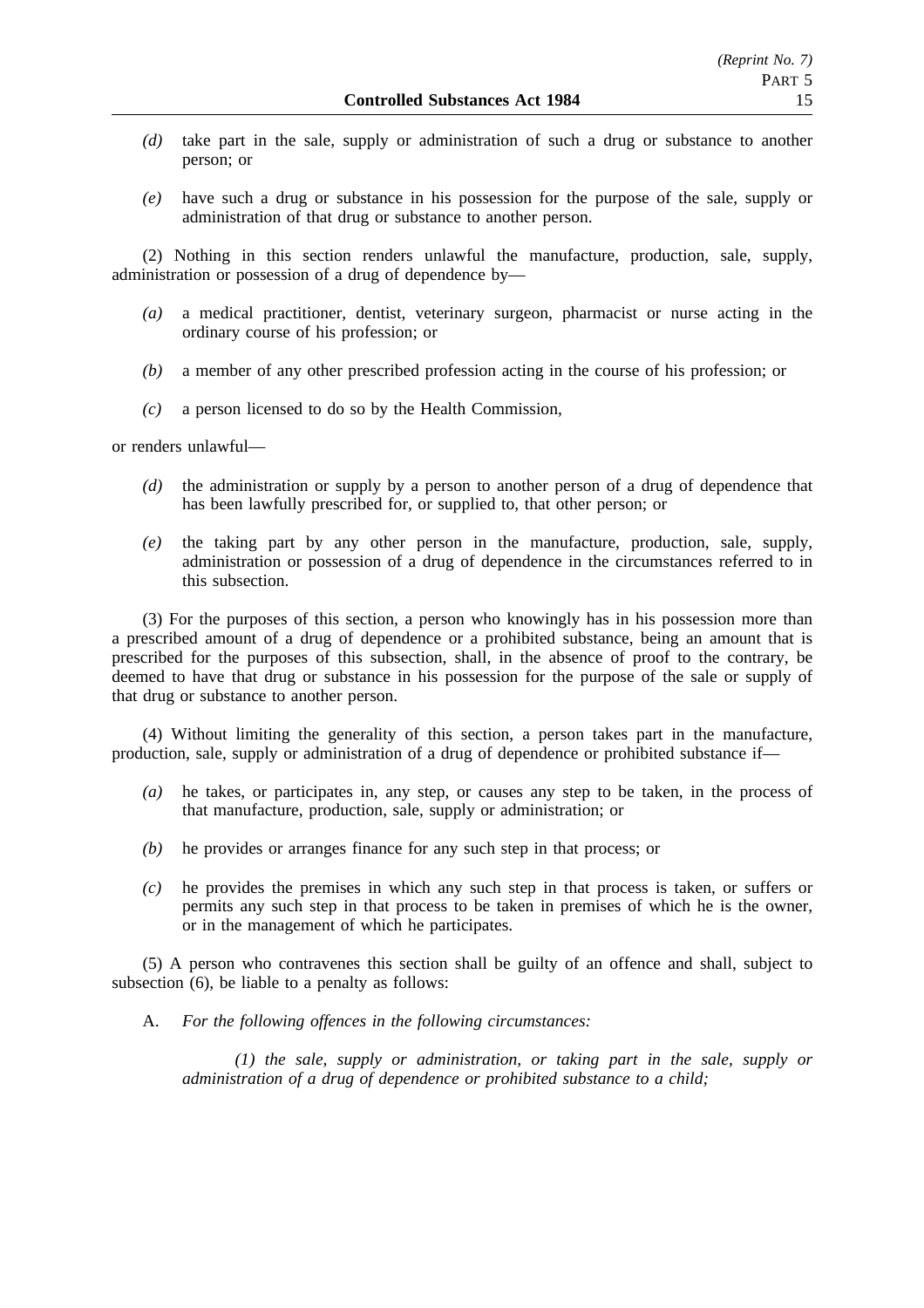*(d)* take part in the sale, supply or administration of such a drug or substance to another person; or

*(e)* have such a drug or substance in his possession for the purpose of the sale, supply or administration of that drug or substance to another person.

(2) Nothing in this section renders unlawful the manufacture, production, sale, supply, administration or possession of a drug of dependence by—

*(a)* a medical practitioner, dentist, veterinary surgeon, pharmacist or nurse acting in the ordinary course of his profession; or

*(b)* a member of any other prescribed profession acting in the course of his profession; or

*(c)* a person licensed to do so by the Health Commission,

or renders unlawful—

*(d)* the administration or supply by a person to another person of a drug of dependence that has been lawfully prescribed for, or supplied to, that other person; or

*(e)* the taking part by any other person in the manufacture, production, sale, supply, administration or possession of a drug of dependence in the circumstances referred to in this subsection.

(3) For the purposes of this section, a person who knowingly has in his possession more than a prescribed amount of a drug of dependence or a prohibited substance, being an amount that is prescribed for the purposes of this subsection, shall, in the absence of proof to the contrary, be deemed to have that drug or substance in his possession for the purpose of the sale or supply of that drug or substance to another person.

(4) Without limiting the generality of this section, a person takes part in the manufacture, production, sale, supply or administration of a drug of dependence or prohibited substance if—

*(a)* he takes, or participates in, any step, or causes any step to be taken, in the process of that manufacture, production, sale, supply or administration; or

*(b)* he provides or arranges finance for any such step in that process; or

*(c)* he provides the premises in which any such step in that process is taken, or suffers or permits any such step in that process to be taken in premises of which he is the owner, or in the management of which he participates.

(5) A person who contravenes this section shall be guilty of an offence and shall, subject to subsection (6), be liable to a penalty as follows:

A. *For the following offences in the following circumstances:*

*(1) the sale, supply or administration, or taking part in the sale, supply or administration of a drug of dependence or prohibited substance to a child;*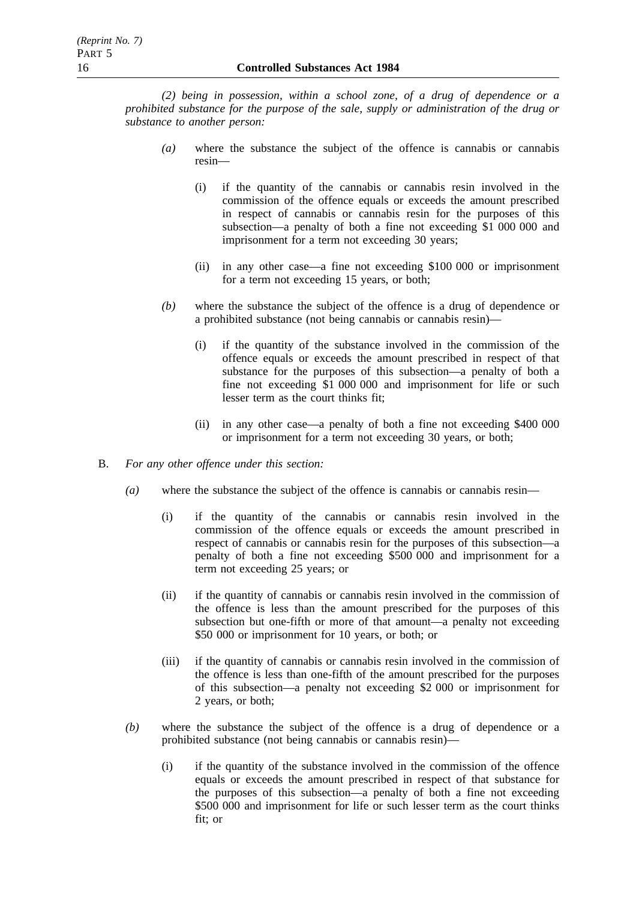*(2) being in possession, within a school zone, of a drug of dependence or a prohibited substance for the purpose of the sale, supply or administration of the drug or substance to another person:*

- *(a)* where the substance the subject of the offence is cannabis or cannabis resin—
  - (i) if the quantity of the cannabis or cannabis resin involved in the commission of the offence equals or exceeds the amount prescribed in respect of cannabis or cannabis resin for the purposes of this subsection—a penalty of both a fine not exceeding $1 000 000 and imprisonment for a term not exceeding 30 years;
  - (ii) in any other case—a fine not exceeding $100 000 or imprisonment for a term not exceeding 15 years, or both;
- *(b)* where the substance the subject of the offence is a drug of dependence or a prohibited substance (not being cannabis or cannabis resin)—
  - (i) if the quantity of the substance involved in the commission of the offence equals or exceeds the amount prescribed in respect of that substance for the purposes of this subsection—a penalty of both a fine not exceeding $1 000 000 and imprisonment for life or such lesser term as the court thinks fit;
  - (ii) in any other case—a penalty of both a fine not exceeding $400 000 or imprisonment for a term not exceeding 30 years, or both;

B. *For any other offence under this section:*

- *(a)* where the substance the subject of the offence is cannabis or cannabis resin—
  - (i) if the quantity of the cannabis or cannabis resin involved in the commission of the offence equals or exceeds the amount prescribed in respect of cannabis or cannabis resin for the purposes of this subsection—a penalty of both a fine not exceeding $500 000 and imprisonment for a term not exceeding 25 years; or
  - (ii) if the quantity of cannabis or cannabis resin involved in the commission of the offence is less than the amount prescribed for the purposes of this subsection but one-fifth or more of that amount—a penalty not exceeding $50 000 or imprisonment for 10 years, or both; or
  - (iii) if the quantity of cannabis or cannabis resin involved in the commission of the offence is less than one-fifth of the amount prescribed for the purposes of this subsection—a penalty not exceeding $2 000 or imprisonment for 2 years, or both;
- *(b)* where the substance the subject of the offence is a drug of dependence or a prohibited substance (not being cannabis or cannabis resin)—
  - (i) if the quantity of the substance involved in the commission of the offence equals or exceeds the amount prescribed in respect of that substance for the purposes of this subsection—a penalty of both a fine not exceeding $500 000 and imprisonment for life or such lesser term as the court thinks fit; or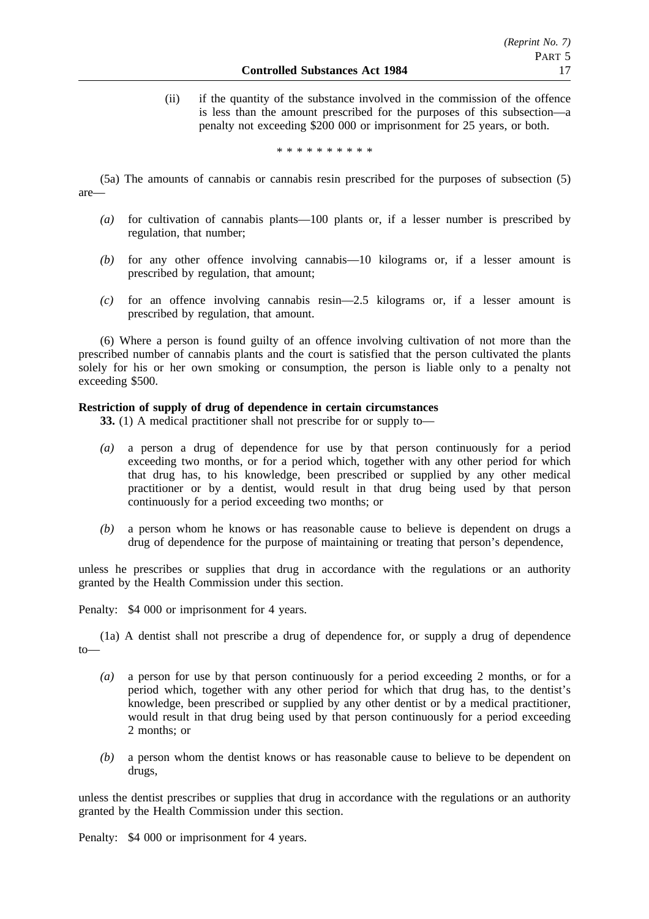(ii) if the quantity of the substance involved in the commission of the offence is less than the amount prescribed for the purposes of this subsection—a penalty not exceeding $200 000 or imprisonment for 25 years, or both.

\* \* \* \* \* \* \* \* \* \*

(5a) The amounts of cannabis or cannabis resin prescribed for the purposes of subsection (5) are—

*(a)* for cultivation of cannabis plants—100 plants or, if a lesser number is prescribed by regulation, that number;

*(b)* for any other offence involving cannabis—10 kilograms or, if a lesser amount is prescribed by regulation, that amount;

*(c)* for an offence involving cannabis resin—2.5 kilograms or, if a lesser amount is prescribed by regulation, that amount.

(6) Where a person is found guilty of an offence involving cultivation of not more than the prescribed number of cannabis plants and the court is satisfied that the person cultivated the plants solely for his or her own smoking or consumption, the person is liable only to a penalty not exceeding $500.

**Restriction of supply of drug of dependence in certain circumstances**

**33.** (1) A medical practitioner shall not prescribe for or supply to—

*(a)* a person a drug of dependence for use by that person continuously for a period exceeding two months, or for a period which, together with any other period for which that drug has, to his knowledge, been prescribed or supplied by any other medical practitioner or by a dentist, would result in that drug being used by that person continuously for a period exceeding two months; or

*(b)* a person whom he knows or has reasonable cause to believe is dependent on drugs a drug of dependence for the purpose of maintaining or treating that person's dependence,

unless he prescribes or supplies that drug in accordance with the regulations or an authority granted by the Health Commission under this section.

Penalty: $4 000 or imprisonment for 4 years.

(1a) A dentist shall not prescribe a drug of dependence for, or supply a drug of dependence to—

*(a)* a person for use by that person continuously for a period exceeding 2 months, or for a period which, together with any other period for which that drug has, to the dentist's knowledge, been prescribed or supplied by any other dentist or by a medical practitioner, would result in that drug being used by that person continuously for a period exceeding 2 months; or

*(b)* a person whom the dentist knows or has reasonable cause to believe to be dependent on drugs,

unless the dentist prescribes or supplies that drug in accordance with the regulations or an authority granted by the Health Commission under this section.

Penalty: $4 000 or imprisonment for 4 years.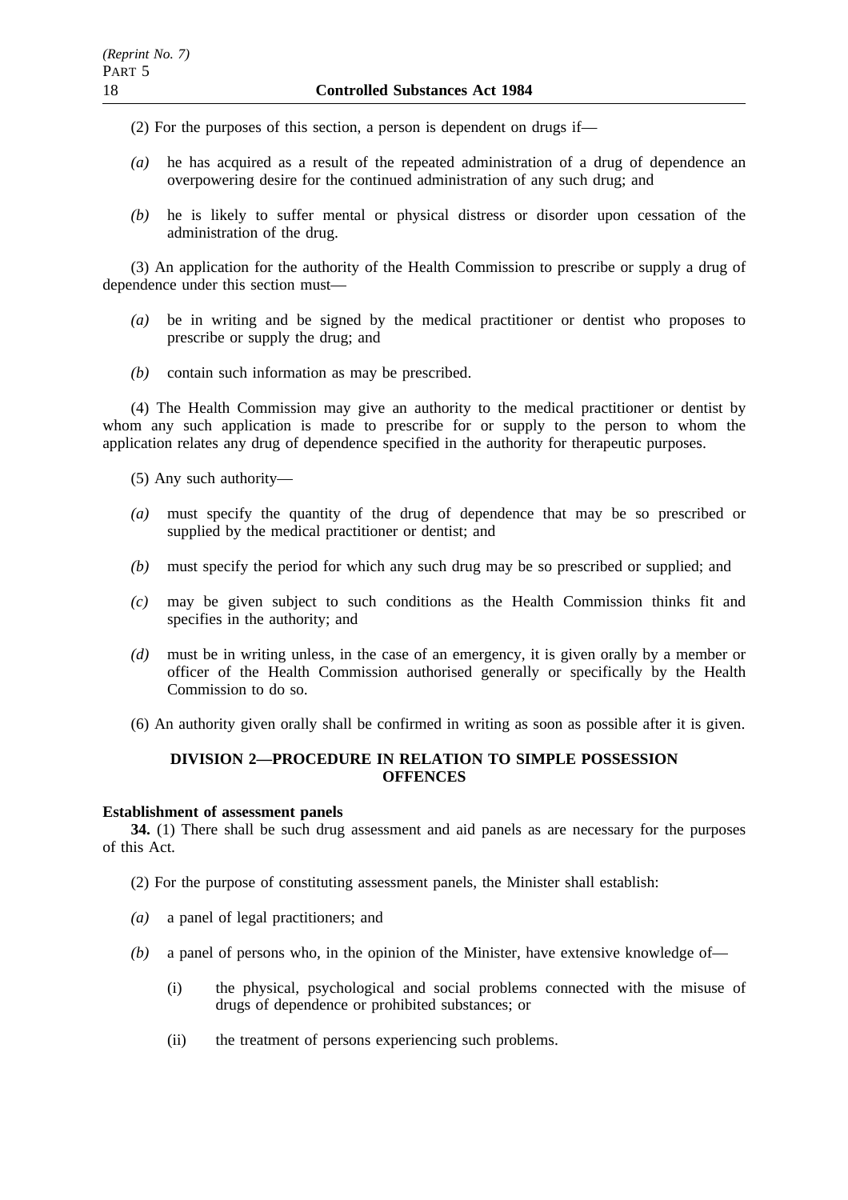(2) For the purposes of this section, a person is dependent on drugs if—

*(a)* he has acquired as a result of the repeated administration of a drug of dependence an overpowering desire for the continued administration of any such drug; and

*(b)* he is likely to suffer mental or physical distress or disorder upon cessation of the administration of the drug.

(3) An application for the authority of the Health Commission to prescribe or supply a drug of dependence under this section must—

*(a)* be in writing and be signed by the medical practitioner or dentist who proposes to prescribe or supply the drug; and

*(b)* contain such information as may be prescribed.

(4) The Health Commission may give an authority to the medical practitioner or dentist by whom any such application is made to prescribe for or supply to the person to whom the application relates any drug of dependence specified in the authority for therapeutic purposes.

(5) Any such authority—

*(a)* must specify the quantity of the drug of dependence that may be so prescribed or supplied by the medical practitioner or dentist; and

*(b)* must specify the period for which any such drug may be so prescribed or supplied; and

*(c)* may be given subject to such conditions as the Health Commission thinks fit and specifies in the authority; and

*(d)* must be in writing unless, in the case of an emergency, it is given orally by a member or officer of the Health Commission authorised generally or specifically by the Health Commission to do so.

(6) An authority given orally shall be confirmed in writing as soon as possible after it is given.

## DIVISION 2—PROCEDURE IN RELATION TO SIMPLE POSSESSION OFFENCES

**Establishment of assessment panels**

**34.** (1) There shall be such drug assessment and aid panels as are necessary for the purposes of this Act.

(2) For the purpose of constituting assessment panels, the Minister shall establish:

*(a)* a panel of legal practitioners; and

*(b)* a panel of persons who, in the opinion of the Minister, have extensive knowledge of—

(i) the physical, psychological and social problems connected with the misuse of drugs of dependence or prohibited substances; or

(ii) the treatment of persons experiencing such problems.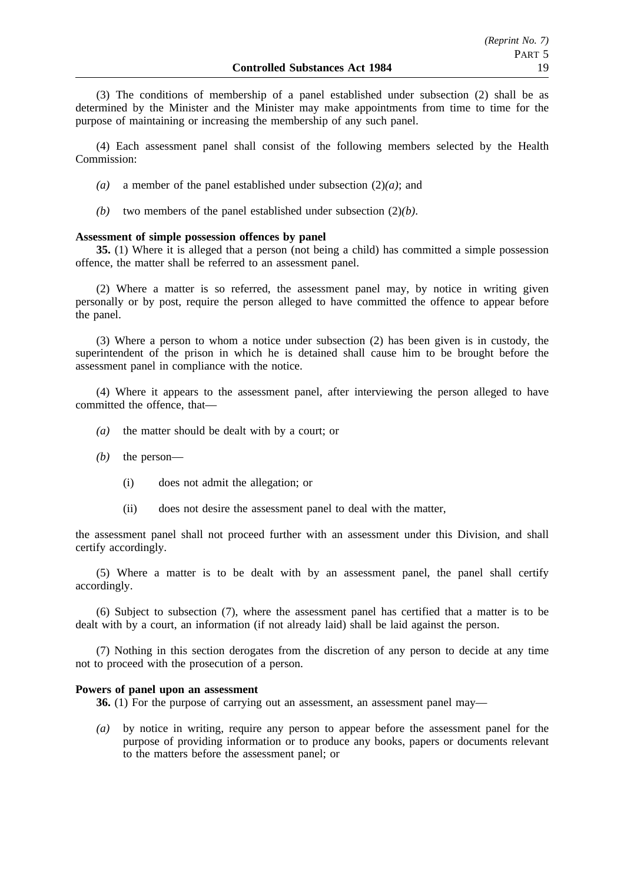(3) The conditions of membership of a panel established under subsection (2) shall be as determined by the Minister and the Minister may make appointments from time to time for the purpose of maintaining or increasing the membership of any such panel.

(4) Each assessment panel shall consist of the following members selected by the Health Commission:

*(a)* a member of the panel established under subsection (2)*(a)*; and

*(b)* two members of the panel established under subsection (2)*(b)*.

**Assessment of simple possession offences by panel**

**35.** (1) Where it is alleged that a person (not being a child) has committed a simple possession offence, the matter shall be referred to an assessment panel.

(2) Where a matter is so referred, the assessment panel may, by notice in writing given personally or by post, require the person alleged to have committed the offence to appear before the panel.

(3) Where a person to whom a notice under subsection (2) has been given is in custody, the superintendent of the prison in which he is detained shall cause him to be brought before the assessment panel in compliance with the notice.

(4) Where it appears to the assessment panel, after interviewing the person alleged to have committed the offence, that—

*(a)* the matter should be dealt with by a court; or

*(b)* the person—

(i) does not admit the allegation; or

(ii) does not desire the assessment panel to deal with the matter,

the assessment panel shall not proceed further with an assessment under this Division, and shall certify accordingly.

(5) Where a matter is to be dealt with by an assessment panel, the panel shall certify accordingly.

(6) Subject to subsection (7), where the assessment panel has certified that a matter is to be dealt with by a court, an information (if not already laid) shall be laid against the person.

(7) Nothing in this section derogates from the discretion of any person to decide at any time not to proceed with the prosecution of a person.

**Powers of panel upon an assessment**

**36.** (1) For the purpose of carrying out an assessment, an assessment panel may—

*(a)* by notice in writing, require any person to appear before the assessment panel for the purpose of providing information or to produce any books, papers or documents relevant to the matters before the assessment panel; or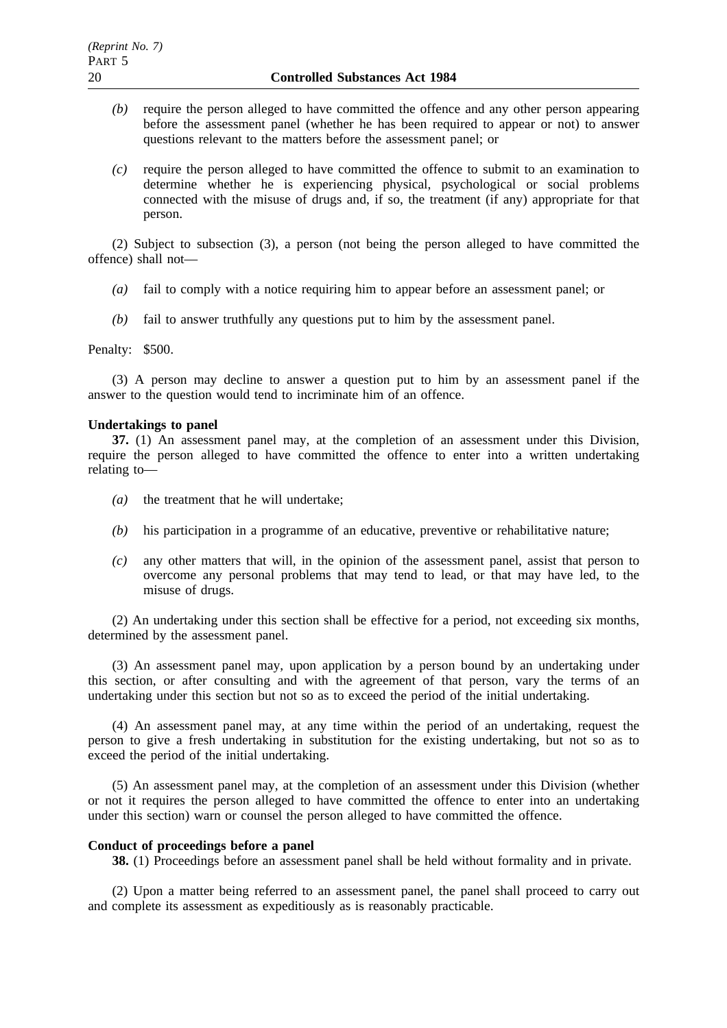*(b)* require the person alleged to have committed the offence and any other person appearing before the assessment panel (whether he has been required to appear or not) to answer questions relevant to the matters before the assessment panel; or

*(c)* require the person alleged to have committed the offence to submit to an examination to determine whether he is experiencing physical, psychological or social problems connected with the misuse of drugs and, if so, the treatment (if any) appropriate for that person.

(2) Subject to subsection (3), a person (not being the person alleged to have committed the offence) shall not—

*(a)* fail to comply with a notice requiring him to appear before an assessment panel; or

*(b)* fail to answer truthfully any questions put to him by the assessment panel.

Penalty: $500.

(3) A person may decline to answer a question put to him by an assessment panel if the answer to the question would tend to incriminate him of an offence.

**Undertakings to panel**

**37.** (1) An assessment panel may, at the completion of an assessment under this Division, require the person alleged to have committed the offence to enter into a written undertaking relating to—

*(a)* the treatment that he will undertake;

*(b)* his participation in a programme of an educative, preventive or rehabilitative nature;

*(c)* any other matters that will, in the opinion of the assessment panel, assist that person to overcome any personal problems that may tend to lead, or that may have led, to the misuse of drugs.

(2) An undertaking under this section shall be effective for a period, not exceeding six months, determined by the assessment panel.

(3) An assessment panel may, upon application by a person bound by an undertaking under this section, or after consulting and with the agreement of that person, vary the terms of an undertaking under this section but not so as to exceed the period of the initial undertaking.

(4) An assessment panel may, at any time within the period of an undertaking, request the person to give a fresh undertaking in substitution for the existing undertaking, but not so as to exceed the period of the initial undertaking.

(5) An assessment panel may, at the completion of an assessment under this Division (whether or not it requires the person alleged to have committed the offence to enter into an undertaking under this section) warn or counsel the person alleged to have committed the offence.

**Conduct of proceedings before a panel**

**38.** (1) Proceedings before an assessment panel shall be held without formality and in private.

(2) Upon a matter being referred to an assessment panel, the panel shall proceed to carry out and complete its assessment as expeditiously as is reasonably practicable.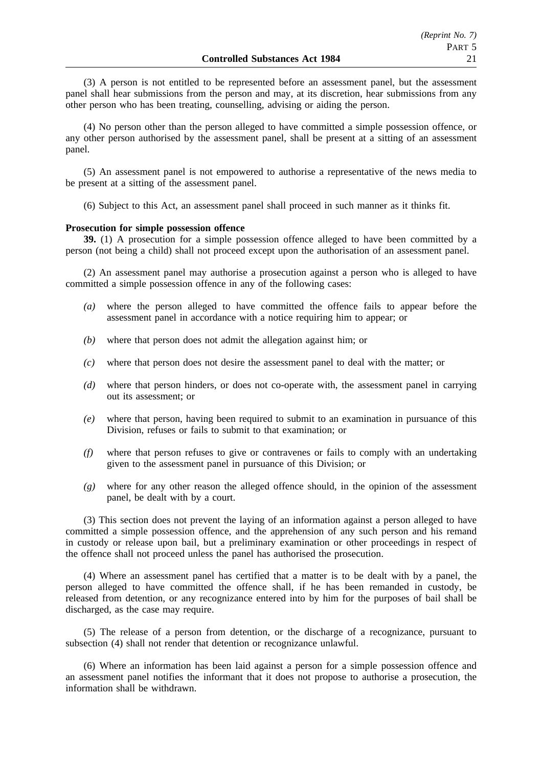(3) A person is not entitled to be represented before an assessment panel, but the assessment panel shall hear submissions from the person and may, at its discretion, hear submissions from any other person who has been treating, counselling, advising or aiding the person.

(4) No person other than the person alleged to have committed a simple possession offence, or any other person authorised by the assessment panel, shall be present at a sitting of an assessment panel.

(5) An assessment panel is not empowered to authorise a representative of the news media to be present at a sitting of the assessment panel.

(6) Subject to this Act, an assessment panel shall proceed in such manner as it thinks fit.

**Prosecution for simple possession offence**

**39.** (1) A prosecution for a simple possession offence alleged to have been committed by a person (not being a child) shall not proceed except upon the authorisation of an assessment panel.

(2) An assessment panel may authorise a prosecution against a person who is alleged to have committed a simple possession offence in any of the following cases:

*(a)* where the person alleged to have committed the offence fails to appear before the assessment panel in accordance with a notice requiring him to appear; or

*(b)* where that person does not admit the allegation against him; or

*(c)* where that person does not desire the assessment panel to deal with the matter; or

*(d)* where that person hinders, or does not co-operate with, the assessment panel in carrying out its assessment; or

*(e)* where that person, having been required to submit to an examination in pursuance of this Division, refuses or fails to submit to that examination; or

*(f)* where that person refuses to give or contravenes or fails to comply with an undertaking given to the assessment panel in pursuance of this Division; or

*(g)* where for any other reason the alleged offence should, in the opinion of the assessment panel, be dealt with by a court.

(3) This section does not prevent the laying of an information against a person alleged to have committed a simple possession offence, and the apprehension of any such person and his remand in custody or release upon bail, but a preliminary examination or other proceedings in respect of the offence shall not proceed unless the panel has authorised the prosecution.

(4) Where an assessment panel has certified that a matter is to be dealt with by a panel, the person alleged to have committed the offence shall, if he has been remanded in custody, be released from detention, or any recognizance entered into by him for the purposes of bail shall be discharged, as the case may require.

(5) The release of a person from detention, or the discharge of a recognizance, pursuant to subsection (4) shall not render that detention or recognizance unlawful.

(6) Where an information has been laid against a person for a simple possession offence and an assessment panel notifies the informant that it does not propose to authorise a prosecution, the information shall be withdrawn.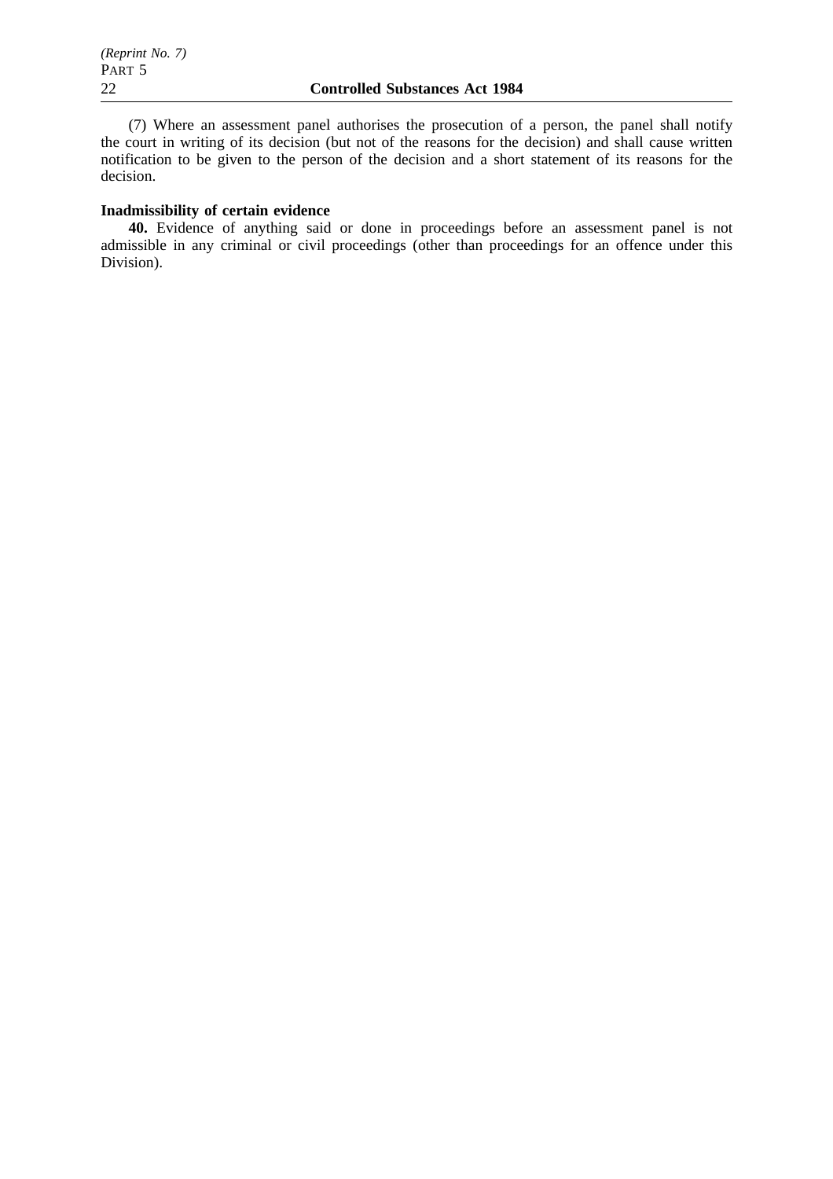(7) Where an assessment panel authorises the prosecution of a person, the panel shall notify the court in writing of its decision (but not of the reasons for the decision) and shall cause written notification to be given to the person of the decision and a short statement of its reasons for the decision.

**Inadmissibility of certain evidence**

**40.** Evidence of anything said or done in proceedings before an assessment panel is not admissible in any criminal or civil proceedings (other than proceedings for an offence under this Division).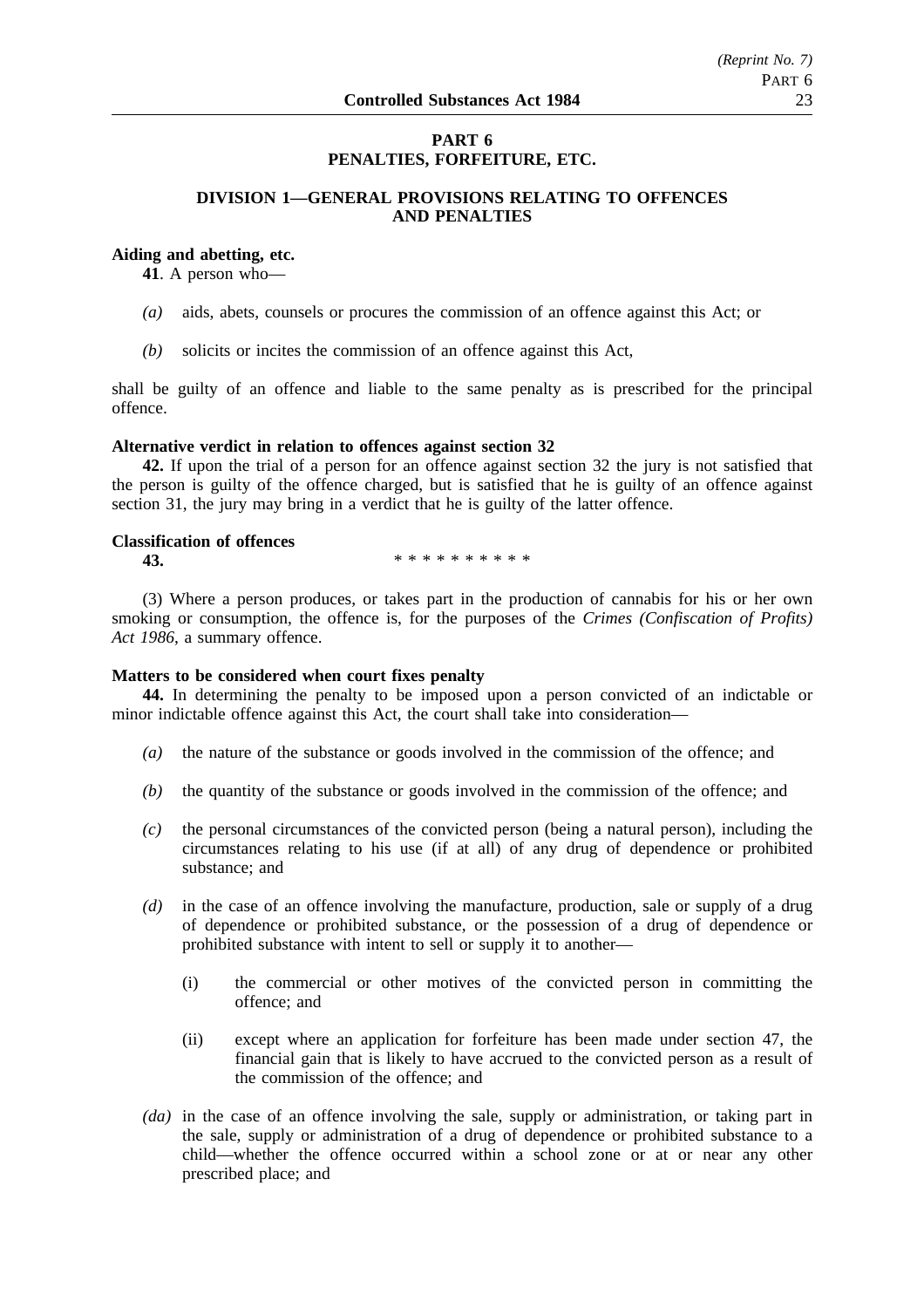## PART 6
## PENALTIES, FORFEITURE, ETC.

### DIVISION 1—GENERAL PROVISIONS RELATING TO OFFENCES AND PENALTIES

**Aiding and abetting, etc.**

**41**. A person who—

*(a)* aids, abets, counsels or procures the commission of an offence against this Act; or

*(b)* solicits or incites the commission of an offence against this Act,

shall be guilty of an offence and liable to the same penalty as is prescribed for the principal offence.

**Alternative verdict in relation to offences against section 32**

**42.** If upon the trial of a person for an offence against section 32 the jury is not satisfied that the person is guilty of the offence charged, but is satisfied that he is guilty of an offence against section 31, the jury may bring in a verdict that he is guilty of the latter offence.

**Classification of offences**

**43.** * * * * * * * * * *

(3) Where a person produces, or takes part in the production of cannabis for his or her own smoking or consumption, the offence is, for the purposes of the *Crimes (Confiscation of Profits) Act 1986*, a summary offence.

**Matters to be considered when court fixes penalty**

**44.** In determining the penalty to be imposed upon a person convicted of an indictable or minor indictable offence against this Act, the court shall take into consideration—

*(a)* the nature of the substance or goods involved in the commission of the offence; and

*(b)* the quantity of the substance or goods involved in the commission of the offence; and

*(c)* the personal circumstances of the convicted person (being a natural person), including the circumstances relating to his use (if at all) of any drug of dependence or prohibited substance; and

*(d)* in the case of an offence involving the manufacture, production, sale or supply of a drug of dependence or prohibited substance, or the possession of a drug of dependence or prohibited substance with intent to sell or supply it to another—

(i) the commercial or other motives of the convicted person in committing the offence; and

(ii) except where an application for forfeiture has been made under section 47, the financial gain that is likely to have accrued to the convicted person as a result of the commission of the offence; and

*(da)* in the case of an offence involving the sale, supply or administration, or taking part in the sale, supply or administration of a drug of dependence or prohibited substance to a child—whether the offence occurred within a school zone or at or near any other prescribed place; and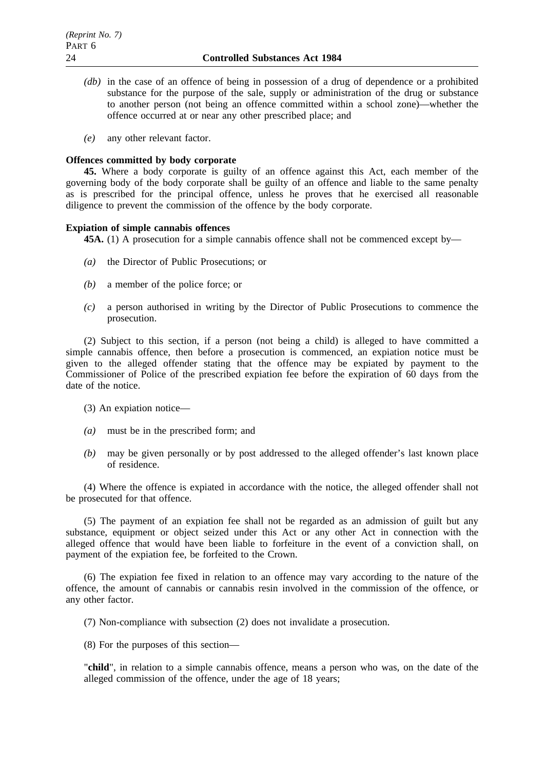*(db)* in the case of an offence of being in possession of a drug of dependence or a prohibited substance for the purpose of the sale, supply or administration of the drug or substance to another person (not being an offence committed within a school zone)—whether the offence occurred at or near any other prescribed place; and

*(e)* any other relevant factor.

**Offences committed by body corporate**

**45.** Where a body corporate is guilty of an offence against this Act, each member of the governing body of the body corporate shall be guilty of an offence and liable to the same penalty as is prescribed for the principal offence, unless he proves that he exercised all reasonable diligence to prevent the commission of the offence by the body corporate.

**Expiation of simple cannabis offences**

**45A.** (1) A prosecution for a simple cannabis offence shall not be commenced except by—

*(a)* the Director of Public Prosecutions; or

*(b)* a member of the police force; or

*(c)* a person authorised in writing by the Director of Public Prosecutions to commence the prosecution.

(2) Subject to this section, if a person (not being a child) is alleged to have committed a simple cannabis offence, then before a prosecution is commenced, an expiation notice must be given to the alleged offender stating that the offence may be expiated by payment to the Commissioner of Police of the prescribed expiation fee before the expiration of 60 days from the date of the notice.

(3) An expiation notice—

*(a)* must be in the prescribed form; and

*(b)* may be given personally or by post addressed to the alleged offender's last known place of residence.

(4) Where the offence is expiated in accordance with the notice, the alleged offender shall not be prosecuted for that offence.

(5) The payment of an expiation fee shall not be regarded as an admission of guilt but any substance, equipment or object seized under this Act or any other Act in connection with the alleged offence that would have been liable to forfeiture in the event of a conviction shall, on payment of the expiation fee, be forfeited to the Crown.

(6) The expiation fee fixed in relation to an offence may vary according to the nature of the offence, the amount of cannabis or cannabis resin involved in the commission of the offence, or any other factor.

(7) Non-compliance with subsection (2) does not invalidate a prosecution.

(8) For the purposes of this section—

"**child**", in relation to a simple cannabis offence, means a person who was, on the date of the alleged commission of the offence, under the age of 18 years;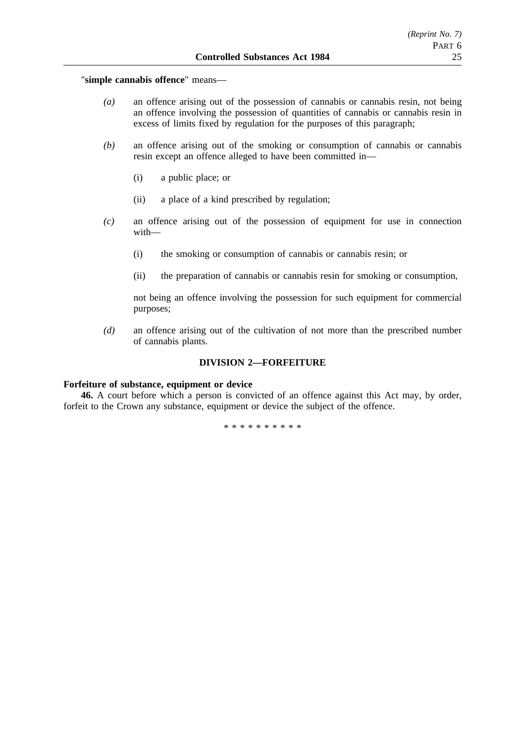"**simple cannabis offence**" means—

*(a)* an offence arising out of the possession of cannabis or cannabis resin, not being an offence involving the possession of quantities of cannabis or cannabis resin in excess of limits fixed by regulation for the purposes of this paragraph;

*(b)* an offence arising out of the smoking or consumption of cannabis or cannabis resin except an offence alleged to have been committed in—

(i) a public place; or

(ii) a place of a kind prescribed by regulation;

*(c)* an offence arising out of the possession of equipment for use in connection with—

(i) the smoking or consumption of cannabis or cannabis resin; or

(ii) the preparation of cannabis or cannabis resin for smoking or consumption,

not being an offence involving the possession for such equipment for commercial purposes;

*(d)* an offence arising out of the cultivation of not more than the prescribed number of cannabis plants.

## DIVISION 2—FORFEITURE

**Forfeiture of substance, equipment or device**

**46.** A court before which a person is convicted of an offence against this Act may, by order, forfeit to the Crown any substance, equipment or device the subject of the offence.

\* \* \* \* \* \* \* \* \* \*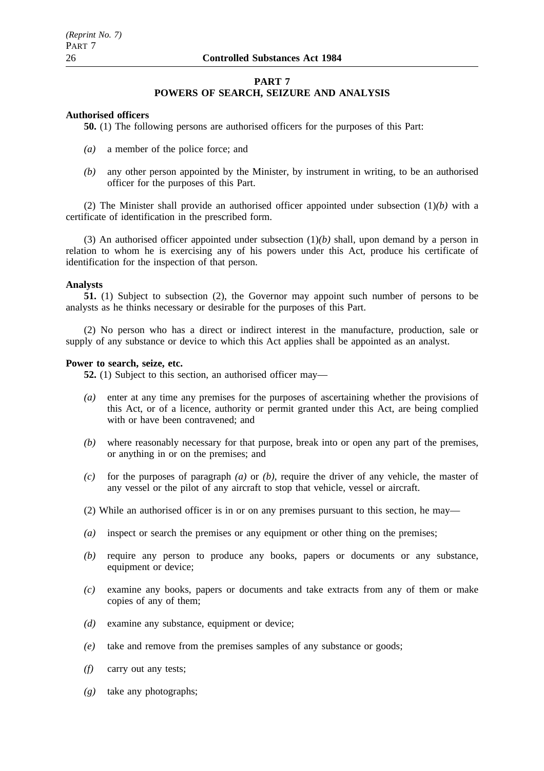## PART 7
## POWERS OF SEARCH, SEIZURE AND ANALYSIS

**Authorised officers**

**50.** (1) The following persons are authorised officers for the purposes of this Part:

*(a)* a member of the police force; and

*(b)* any other person appointed by the Minister, by instrument in writing, to be an authorised officer for the purposes of this Part.

(2) The Minister shall provide an authorised officer appointed under subsection (1)*(b)* with a certificate of identification in the prescribed form.

(3) An authorised officer appointed under subsection (1)*(b)* shall, upon demand by a person in relation to whom he is exercising any of his powers under this Act, produce his certificate of identification for the inspection of that person.

**Analysts**

**51.** (1) Subject to subsection (2), the Governor may appoint such number of persons to be analysts as he thinks necessary or desirable for the purposes of this Part.

(2) No person who has a direct or indirect interest in the manufacture, production, sale or supply of any substance or device to which this Act applies shall be appointed as an analyst.

**Power to search, seize, etc.**

**52.** (1) Subject to this section, an authorised officer may—

*(a)* enter at any time any premises for the purposes of ascertaining whether the provisions of this Act, or of a licence, authority or permit granted under this Act, are being complied with or have been contravened; and

*(b)* where reasonably necessary for that purpose, break into or open any part of the premises, or anything in or on the premises; and

*(c)* for the purposes of paragraph *(a)* or *(b)*, require the driver of any vehicle, the master of any vessel or the pilot of any aircraft to stop that vehicle, vessel or aircraft.

(2) While an authorised officer is in or on any premises pursuant to this section, he may—

*(a)* inspect or search the premises or any equipment or other thing on the premises;

*(b)* require any person to produce any books, papers or documents or any substance, equipment or device;

*(c)* examine any books, papers or documents and take extracts from any of them or make copies of any of them;

*(d)* examine any substance, equipment or device;

*(e)* take and remove from the premises samples of any substance or goods;

*(f)* carry out any tests;

*(g)* take any photographs;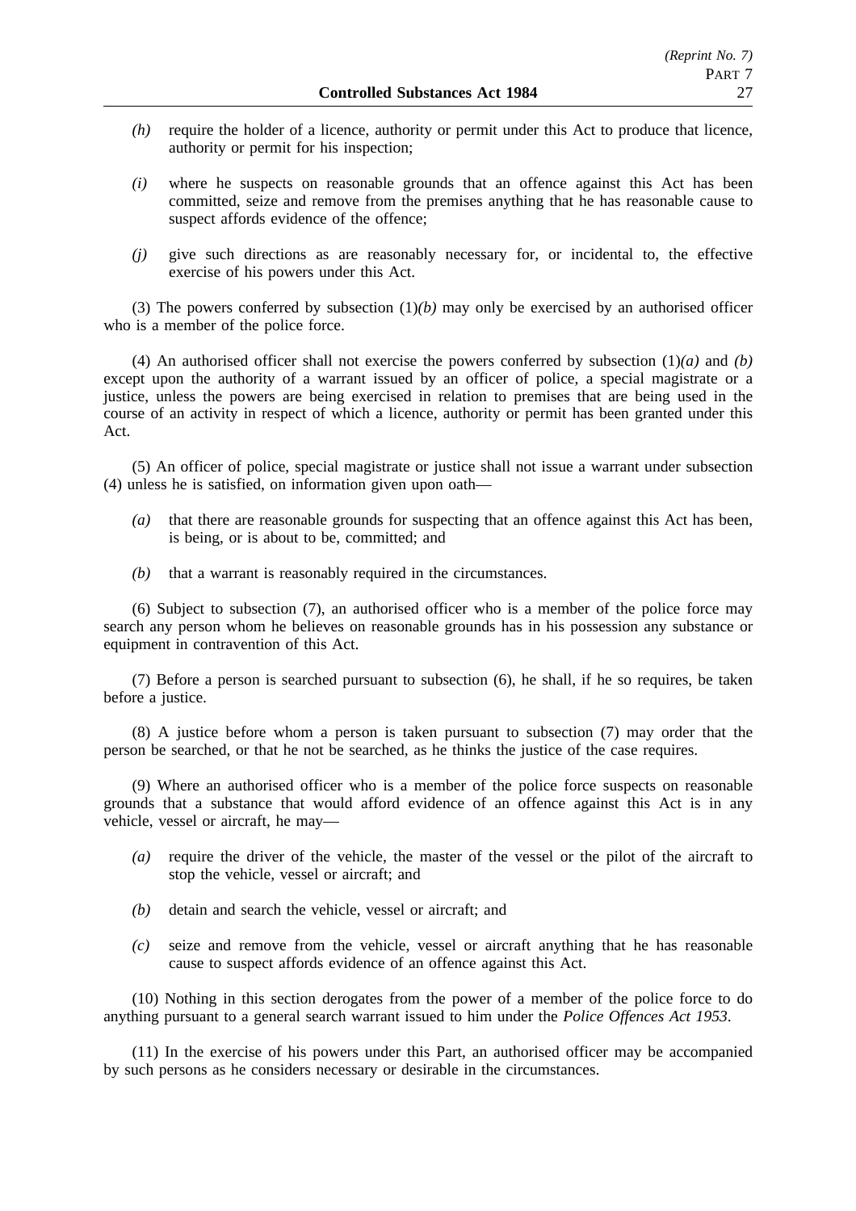- *(h)* require the holder of a licence, authority or permit under this Act to produce that licence, authority or permit for his inspection;
- *(i)* where he suspects on reasonable grounds that an offence against this Act has been committed, seize and remove from the premises anything that he has reasonable cause to suspect affords evidence of the offence;
- *(j)* give such directions as are reasonably necessary for, or incidental to, the effective exercise of his powers under this Act.

(3) The powers conferred by subsection (1)*(b)* may only be exercised by an authorised officer who is a member of the police force.

(4) An authorised officer shall not exercise the powers conferred by subsection (1)*(a)* and *(b)* except upon the authority of a warrant issued by an officer of police, a special magistrate or a justice, unless the powers are being exercised in relation to premises that are being used in the course of an activity in respect of which a licence, authority or permit has been granted under this Act.

(5) An officer of police, special magistrate or justice shall not issue a warrant under subsection (4) unless he is satisfied, on information given upon oath—

- *(a)* that there are reasonable grounds for suspecting that an offence against this Act has been, is being, or is about to be, committed; and
- *(b)* that a warrant is reasonably required in the circumstances.

(6) Subject to subsection (7), an authorised officer who is a member of the police force may search any person whom he believes on reasonable grounds has in his possession any substance or equipment in contravention of this Act.

(7) Before a person is searched pursuant to subsection (6), he shall, if he so requires, be taken before a justice.

(8) A justice before whom a person is taken pursuant to subsection (7) may order that the person be searched, or that he not be searched, as he thinks the justice of the case requires.

(9) Where an authorised officer who is a member of the police force suspects on reasonable grounds that a substance that would afford evidence of an offence against this Act is in any vehicle, vessel or aircraft, he may—

- *(a)* require the driver of the vehicle, the master of the vessel or the pilot of the aircraft to stop the vehicle, vessel or aircraft; and
- *(b)* detain and search the vehicle, vessel or aircraft; and
- *(c)* seize and remove from the vehicle, vessel or aircraft anything that he has reasonable cause to suspect affords evidence of an offence against this Act.

(10) Nothing in this section derogates from the power of a member of the police force to do anything pursuant to a general search warrant issued to him under the *Police Offences Act 1953*.

(11) In the exercise of his powers under this Part, an authorised officer may be accompanied by such persons as he considers necessary or desirable in the circumstances.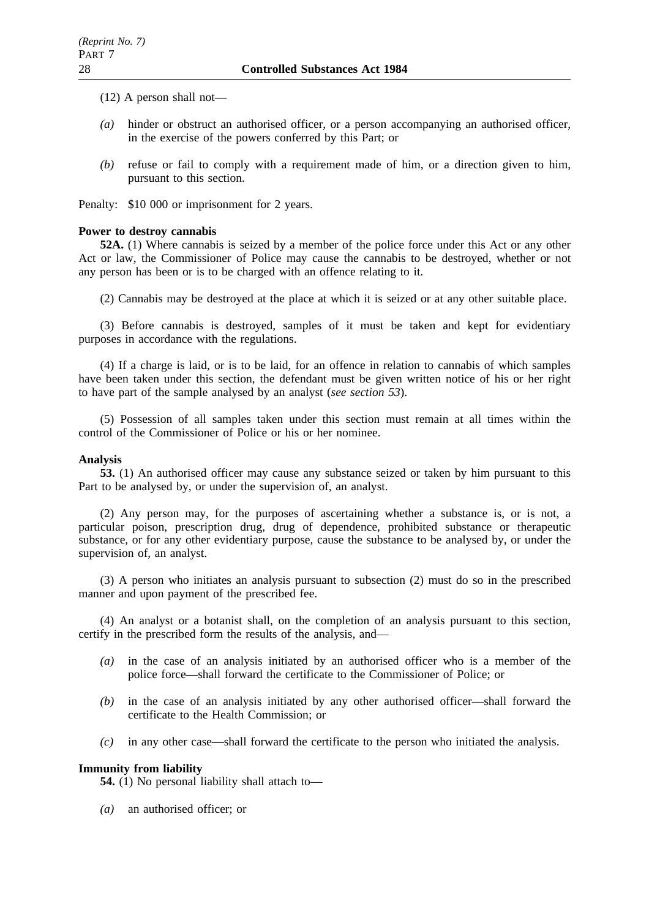(12) A person shall not—

*(a)* hinder or obstruct an authorised officer, or a person accompanying an authorised officer, in the exercise of the powers conferred by this Part; or

*(b)* refuse or fail to comply with a requirement made of him, or a direction given to him, pursuant to this section.

Penalty: $10 000 or imprisonment for 2 years.

**Power to destroy cannabis**

**52A.** (1) Where cannabis is seized by a member of the police force under this Act or any other Act or law, the Commissioner of Police may cause the cannabis to be destroyed, whether or not any person has been or is to be charged with an offence relating to it.

(2) Cannabis may be destroyed at the place at which it is seized or at any other suitable place.

(3) Before cannabis is destroyed, samples of it must be taken and kept for evidentiary purposes in accordance with the regulations.

(4) If a charge is laid, or is to be laid, for an offence in relation to cannabis of which samples have been taken under this section, the defendant must be given written notice of his or her right to have part of the sample analysed by an analyst (*see section 53*).

(5) Possession of all samples taken under this section must remain at all times within the control of the Commissioner of Police or his or her nominee.

**Analysis**

**53.** (1) An authorised officer may cause any substance seized or taken by him pursuant to this Part to be analysed by, or under the supervision of, an analyst.

(2) Any person may, for the purposes of ascertaining whether a substance is, or is not, a particular poison, prescription drug, drug of dependence, prohibited substance or therapeutic substance, or for any other evidentiary purpose, cause the substance to be analysed by, or under the supervision of, an analyst.

(3) A person who initiates an analysis pursuant to subsection (2) must do so in the prescribed manner and upon payment of the prescribed fee.

(4) An analyst or a botanist shall, on the completion of an analysis pursuant to this section, certify in the prescribed form the results of the analysis, and—

*(a)* in the case of an analysis initiated by an authorised officer who is a member of the police force—shall forward the certificate to the Commissioner of Police; or

*(b)* in the case of an analysis initiated by any other authorised officer—shall forward the certificate to the Health Commission; or

*(c)* in any other case—shall forward the certificate to the person who initiated the analysis.

**Immunity from liability**

**54.** (1) No personal liability shall attach to—

*(a)* an authorised officer; or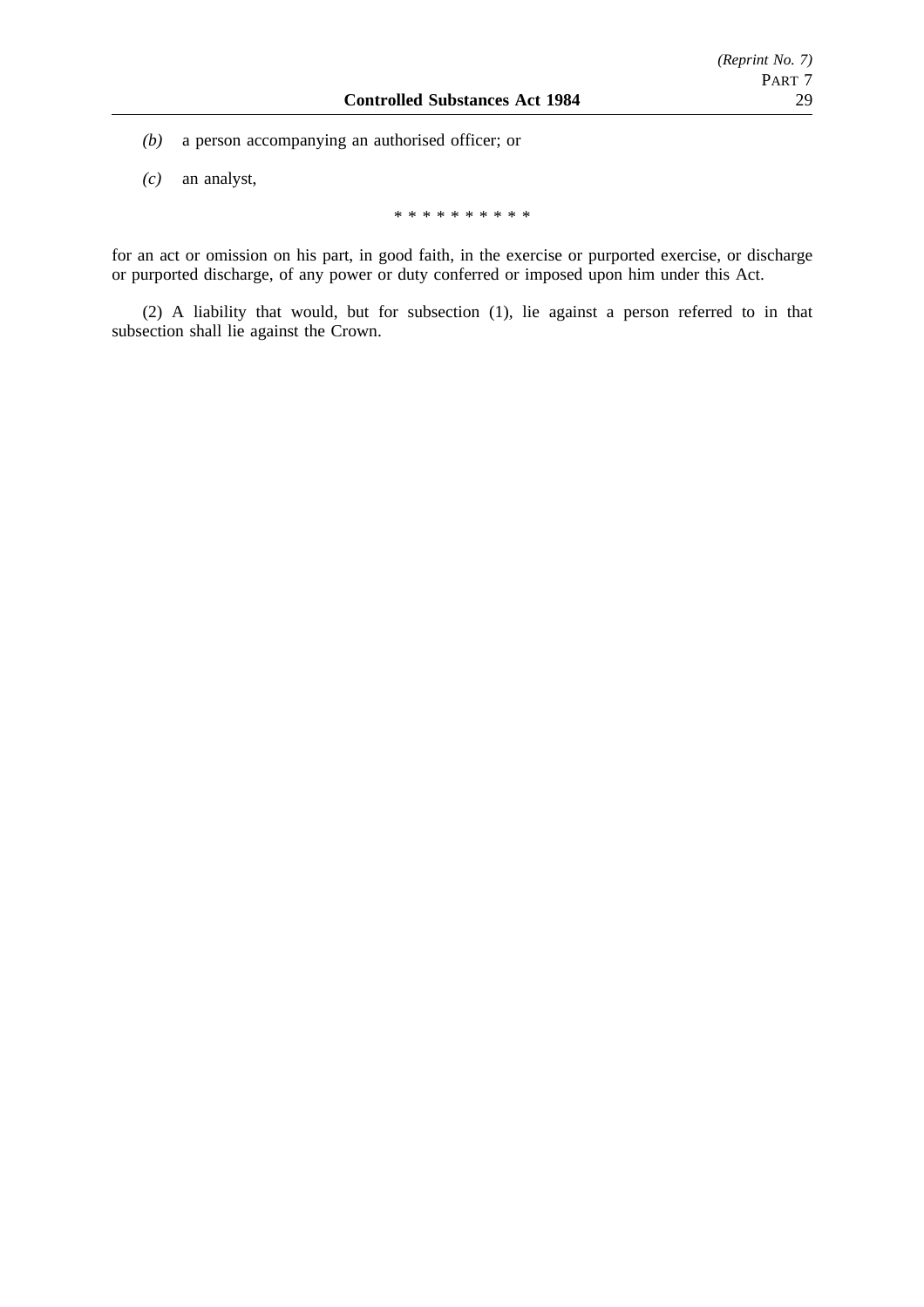*(b)* a person accompanying an authorised officer; or

*(c)* an analyst,

\* \* \* \* \* \* \* \* \* \*

for an act or omission on his part, in good faith, in the exercise or purported exercise, or discharge or purported discharge, of any power or duty conferred or imposed upon him under this Act.

(2) A liability that would, but for subsection (1), lie against a person referred to in that subsection shall lie against the Crown.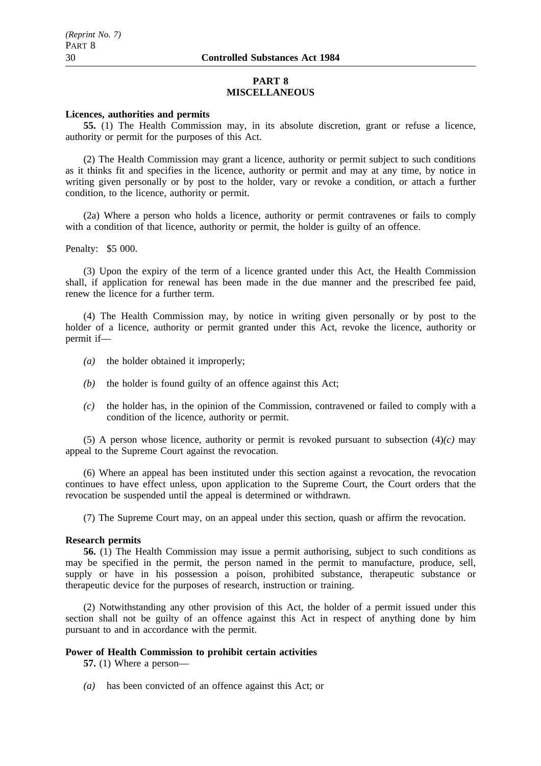## PART 8
## MISCELLANEOUS

**Licences, authorities and permits**

**55.** (1) The Health Commission may, in its absolute discretion, grant or refuse a licence, authority or permit for the purposes of this Act.

(2) The Health Commission may grant a licence, authority or permit subject to such conditions as it thinks fit and specifies in the licence, authority or permit and may at any time, by notice in writing given personally or by post to the holder, vary or revoke a condition, or attach a further condition, to the licence, authority or permit.

(2a) Where a person who holds a licence, authority or permit contravenes or fails to comply with a condition of that licence, authority or permit, the holder is guilty of an offence.

Penalty: $5 000.

(3) Upon the expiry of the term of a licence granted under this Act, the Health Commission shall, if application for renewal has been made in the due manner and the prescribed fee paid, renew the licence for a further term.

(4) The Health Commission may, by notice in writing given personally or by post to the holder of a licence, authority or permit granted under this Act, revoke the licence, authority or permit if—

*(a)* the holder obtained it improperly;

*(b)* the holder is found guilty of an offence against this Act;

*(c)* the holder has, in the opinion of the Commission, contravened or failed to comply with a condition of the licence, authority or permit.

(5) A person whose licence, authority or permit is revoked pursuant to subsection (4)*(c)* may appeal to the Supreme Court against the revocation.

(6) Where an appeal has been instituted under this section against a revocation, the revocation continues to have effect unless, upon application to the Supreme Court, the Court orders that the revocation be suspended until the appeal is determined or withdrawn.

(7) The Supreme Court may, on an appeal under this section, quash or affirm the revocation.

**Research permits**

**56.** (1) The Health Commission may issue a permit authorising, subject to such conditions as may be specified in the permit, the person named in the permit to manufacture, produce, sell, supply or have in his possession a poison, prohibited substance, therapeutic substance or therapeutic device for the purposes of research, instruction or training.

(2) Notwithstanding any other provision of this Act, the holder of a permit issued under this section shall not be guilty of an offence against this Act in respect of anything done by him pursuant to and in accordance with the permit.

**Power of Health Commission to prohibit certain activities**

**57.** (1) Where a person—

*(a)* has been convicted of an offence against this Act; or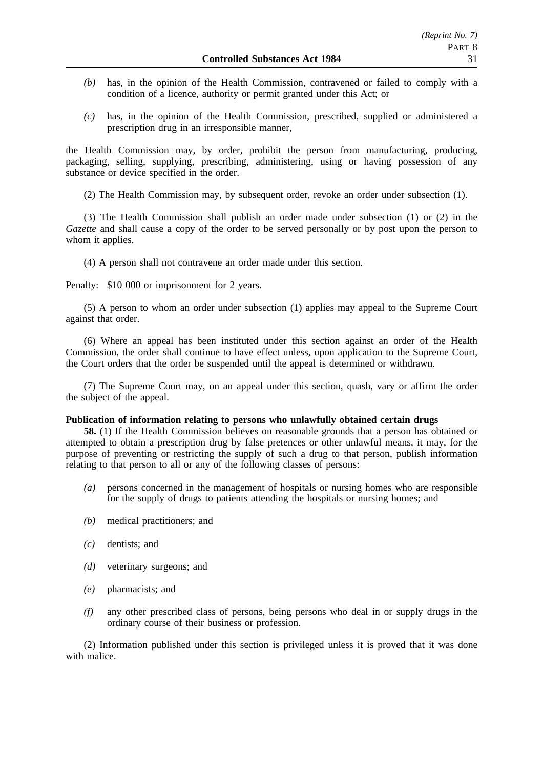*(b)* has, in the opinion of the Health Commission, contravened or failed to comply with a condition of a licence, authority or permit granted under this Act; or

*(c)* has, in the opinion of the Health Commission, prescribed, supplied or administered a prescription drug in an irresponsible manner,

the Health Commission may, by order, prohibit the person from manufacturing, producing, packaging, selling, supplying, prescribing, administering, using or having possession of any substance or device specified in the order.

(2) The Health Commission may, by subsequent order, revoke an order under subsection (1).

(3) The Health Commission shall publish an order made under subsection (1) or (2) in the *Gazette* and shall cause a copy of the order to be served personally or by post upon the person to whom it applies.

(4) A person shall not contravene an order made under this section.

Penalty: $10 000 or imprisonment for 2 years.

(5) A person to whom an order under subsection (1) applies may appeal to the Supreme Court against that order.

(6) Where an appeal has been instituted under this section against an order of the Health Commission, the order shall continue to have effect unless, upon application to the Supreme Court, the Court orders that the order be suspended until the appeal is determined or withdrawn.

(7) The Supreme Court may, on an appeal under this section, quash, vary or affirm the order the subject of the appeal.

**Publication of information relating to persons who unlawfully obtained certain drugs**

**58.** (1) If the Health Commission believes on reasonable grounds that a person has obtained or attempted to obtain a prescription drug by false pretences or other unlawful means, it may, for the purpose of preventing or restricting the supply of such a drug to that person, publish information relating to that person to all or any of the following classes of persons:

*(a)* persons concerned in the management of hospitals or nursing homes who are responsible for the supply of drugs to patients attending the hospitals or nursing homes; and

*(b)* medical practitioners; and

*(c)* dentists; and

*(d)* veterinary surgeons; and

*(e)* pharmacists; and

*(f)* any other prescribed class of persons, being persons who deal in or supply drugs in the ordinary course of their business or profession.

(2) Information published under this section is privileged unless it is proved that it was done with malice.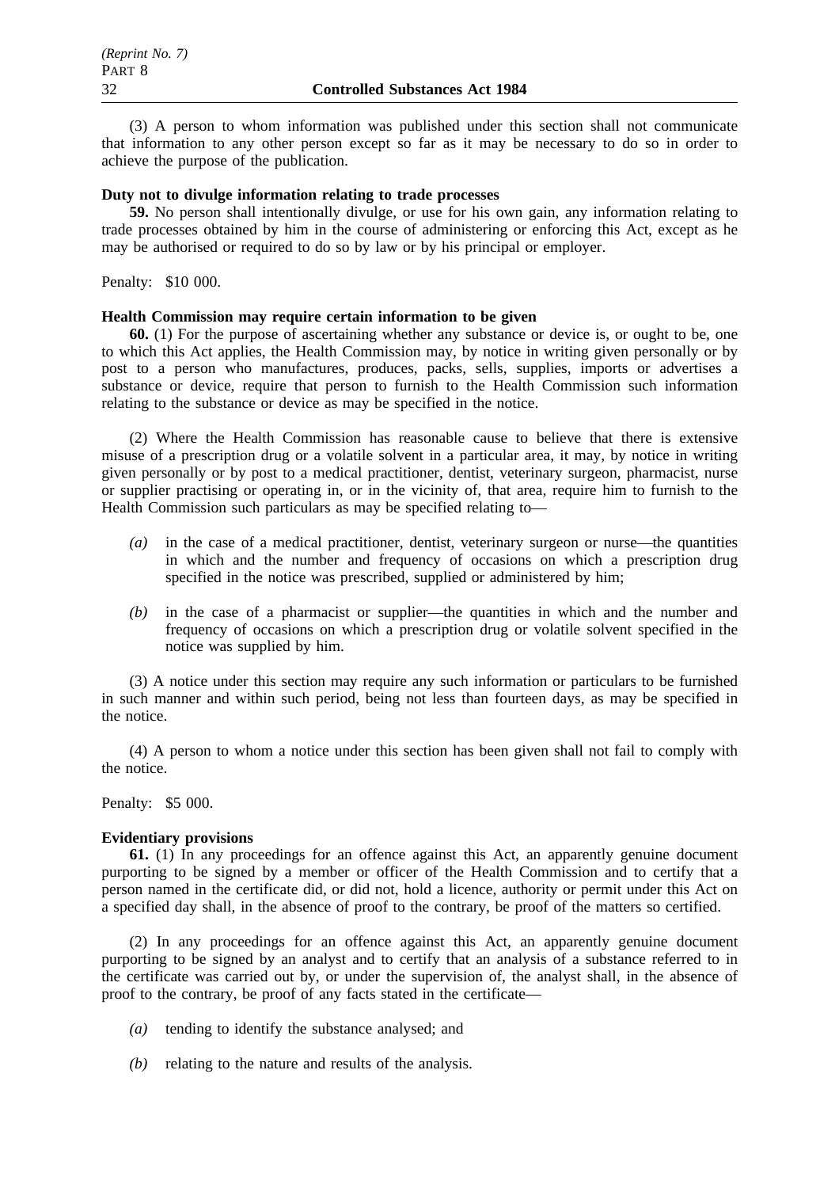(3) A person to whom information was published under this section shall not communicate that information to any other person except so far as it may be necessary to do so in order to achieve the purpose of the publication.

**Duty not to divulge information relating to trade processes**

**59.** No person shall intentionally divulge, or use for his own gain, any information relating to trade processes obtained by him in the course of administering or enforcing this Act, except as he may be authorised or required to do so by law or by his principal or employer.

Penalty: $10 000.

**Health Commission may require certain information to be given**

**60.** (1) For the purpose of ascertaining whether any substance or device is, or ought to be, one to which this Act applies, the Health Commission may, by notice in writing given personally or by post to a person who manufactures, produces, packs, sells, supplies, imports or advertises a substance or device, require that person to furnish to the Health Commission such information relating to the substance or device as may be specified in the notice.

(2) Where the Health Commission has reasonable cause to believe that there is extensive misuse of a prescription drug or a volatile solvent in a particular area, it may, by notice in writing given personally or by post to a medical practitioner, dentist, veterinary surgeon, pharmacist, nurse or supplier practising or operating in, or in the vicinity of, that area, require him to furnish to the Health Commission such particulars as may be specified relating to—

- *(a)* in the case of a medical practitioner, dentist, veterinary surgeon or nurse—the quantities in which and the number and frequency of occasions on which a prescription drug specified in the notice was prescribed, supplied or administered by him;
- *(b)* in the case of a pharmacist or supplier—the quantities in which and the number and frequency of occasions on which a prescription drug or volatile solvent specified in the notice was supplied by him.

(3) A notice under this section may require any such information or particulars to be furnished in such manner and within such period, being not less than fourteen days, as may be specified in the notice.

(4) A person to whom a notice under this section has been given shall not fail to comply with the notice.

Penalty: $5 000.

**Evidentiary provisions**

**61.** (1) In any proceedings for an offence against this Act, an apparently genuine document purporting to be signed by a member or officer of the Health Commission and to certify that a person named in the certificate did, or did not, hold a licence, authority or permit under this Act on a specified day shall, in the absence of proof to the contrary, be proof of the matters so certified.

(2) In any proceedings for an offence against this Act, an apparently genuine document purporting to be signed by an analyst and to certify that an analysis of a substance referred to in the certificate was carried out by, or under the supervision of, the analyst shall, in the absence of proof to the contrary, be proof of any facts stated in the certificate—

- *(a)* tending to identify the substance analysed; and
- *(b)* relating to the nature and results of the analysis.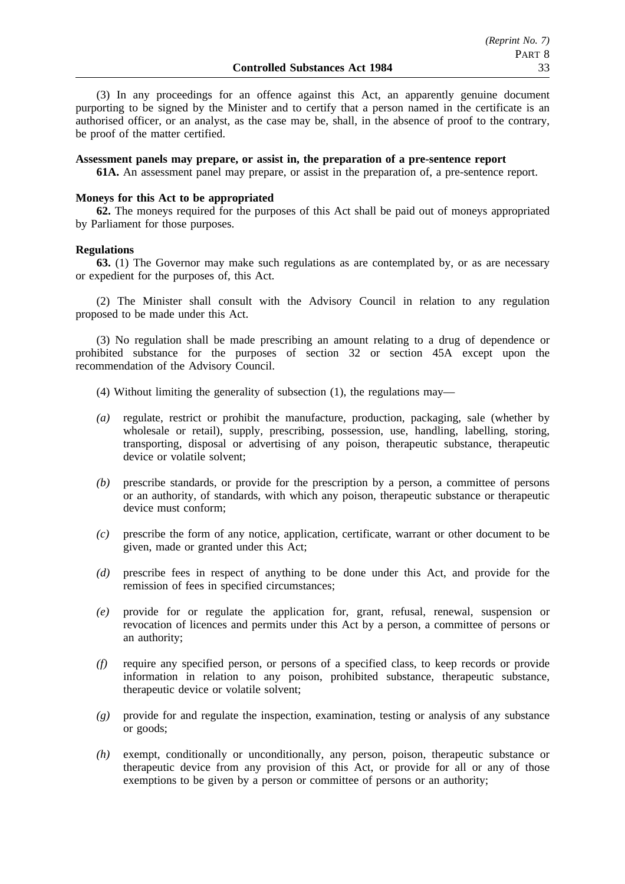(3) In any proceedings for an offence against this Act, an apparently genuine document purporting to be signed by the Minister and to certify that a person named in the certificate is an authorised officer, or an analyst, as the case may be, shall, in the absence of proof to the contrary, be proof of the matter certified.

**Assessment panels may prepare, or assist in, the preparation of a pre-sentence report**

**61A.** An assessment panel may prepare, or assist in the preparation of, a pre-sentence report.

**Moneys for this Act to be appropriated**

**62.** The moneys required for the purposes of this Act shall be paid out of moneys appropriated by Parliament for those purposes.

**Regulations**

**63.** (1) The Governor may make such regulations as are contemplated by, or as are necessary or expedient for the purposes of, this Act.

(2) The Minister shall consult with the Advisory Council in relation to any regulation proposed to be made under this Act.

(3) No regulation shall be made prescribing an amount relating to a drug of dependence or prohibited substance for the purposes of section 32 or section 45A except upon the recommendation of the Advisory Council.

(4) Without limiting the generality of subsection (1), the regulations may—

*(a)* regulate, restrict or prohibit the manufacture, production, packaging, sale (whether by wholesale or retail), supply, prescribing, possession, use, handling, labelling, storing, transporting, disposal or advertising of any poison, therapeutic substance, therapeutic device or volatile solvent;

*(b)* prescribe standards, or provide for the prescription by a person, a committee of persons or an authority, of standards, with which any poison, therapeutic substance or therapeutic device must conform;

*(c)* prescribe the form of any notice, application, certificate, warrant or other document to be given, made or granted under this Act;

*(d)* prescribe fees in respect of anything to be done under this Act, and provide for the remission of fees in specified circumstances;

*(e)* provide for or regulate the application for, grant, refusal, renewal, suspension or revocation of licences and permits under this Act by a person, a committee of persons or an authority;

*(f)* require any specified person, or persons of a specified class, to keep records or provide information in relation to any poison, prohibited substance, therapeutic substance, therapeutic device or volatile solvent;

*(g)* provide for and regulate the inspection, examination, testing or analysis of any substance or goods;

*(h)* exempt, conditionally or unconditionally, any person, poison, therapeutic substance or therapeutic device from any provision of this Act, or provide for all or any of those exemptions to be given by a person or committee of persons or an authority;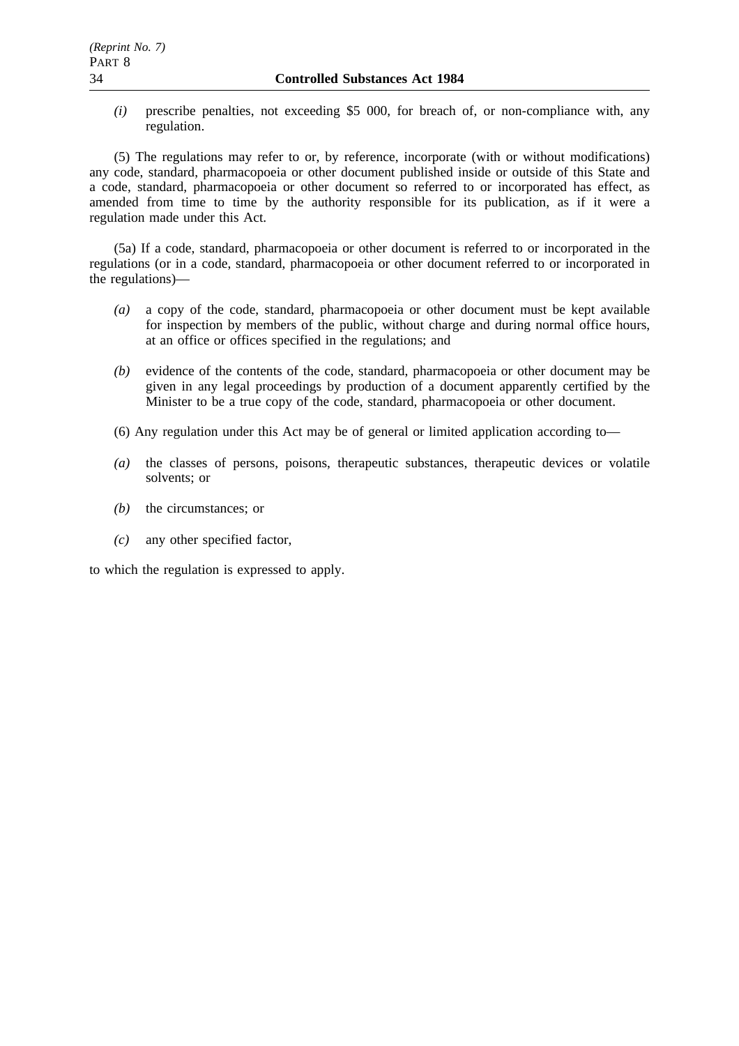*(i)* prescribe penalties, not exceeding $5 000, for breach of, or non-compliance with, any regulation.

(5) The regulations may refer to or, by reference, incorporate (with or without modifications) any code, standard, pharmacopoeia or other document published inside or outside of this State and a code, standard, pharmacopoeia or other document so referred to or incorporated has effect, as amended from time to time by the authority responsible for its publication, as if it were a regulation made under this Act.

(5a) If a code, standard, pharmacopoeia or other document is referred to or incorporated in the regulations (or in a code, standard, pharmacopoeia or other document referred to or incorporated in the regulations)—

*(a)* a copy of the code, standard, pharmacopoeia or other document must be kept available for inspection by members of the public, without charge and during normal office hours, at an office or offices specified in the regulations; and

*(b)* evidence of the contents of the code, standard, pharmacopoeia or other document may be given in any legal proceedings by production of a document apparently certified by the Minister to be a true copy of the code, standard, pharmacopoeia or other document.

(6) Any regulation under this Act may be of general or limited application according to—

*(a)* the classes of persons, poisons, therapeutic substances, therapeutic devices or volatile solvents; or

*(b)* the circumstances; or

*(c)* any other specified factor,

to which the regulation is expressed to apply.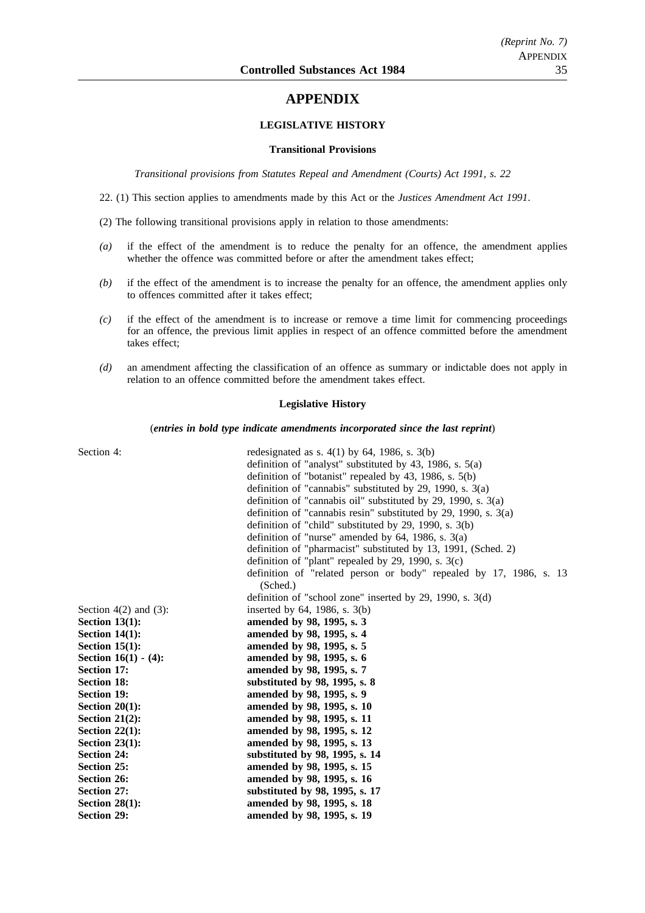# APPENDIX

### LEGISLATIVE HISTORY

#### Transitional Provisions

*Transitional provisions from Statutes Repeal and Amendment (Courts) Act 1991, s. 22*

22. (1) This section applies to amendments made by this Act or the *Justices Amendment Act 1991*.

(2) The following transitional provisions apply in relation to those amendments:

*(a)* if the effect of the amendment is to reduce the penalty for an offence, the amendment applies whether the offence was committed before or after the amendment takes effect;

*(b)* if the effect of the amendment is to increase the penalty for an offence, the amendment applies only to offences committed after it takes effect;

*(c)* if the effect of the amendment is to increase or remove a time limit for commencing proceedings for an offence, the previous limit applies in respect of an offence committed before the amendment takes effect;

*(d)* an amendment affecting the classification of an offence as summary or indictable does not apply in relation to an offence committed before the amendment takes effect.

#### Legislative History

(***entries in bold type indicate amendments incorporated since the last reprint***)

Section 4: redesignated as s. 4(1) by 64, 1986, s. 3(b)
definition of "analyst" substituted by 43, 1986, s. 5(a)
definition of "botanist" repealed by 43, 1986, s. 5(b)
definition of "cannabis" substituted by 29, 1990, s. 3(a)
definition of "cannabis oil" substituted by 29, 1990, s. 3(a)
definition of "cannabis resin" substituted by 29, 1990, s. 3(a)
definition of "child" substituted by 29, 1990, s. 3(b)
definition of "nurse" amended by 64, 1986, s. 3(a)
definition of "pharmacist" substituted by 13, 1991, (Sched. 2)
definition of "plant" repealed by 29, 1990, s. 3(c)
definition of "related person or body" repealed by 17, 1986, s. 13 (Sched.)
definition of "school zone" inserted by 29, 1990, s. 3(d)

Section 4(2) and (3): inserted by 64, 1986, s. 3(b)

**Section 13(1): amended by 98, 1995, s. 3**

**Section 14(1): amended by 98, 1995, s. 4**

**Section 15(1): amended by 98, 1995, s. 5**

**Section 16(1) - (4): amended by 98, 1995, s. 6**

**Section 17: amended by 98, 1995, s. 7**

**Section 18: substituted by 98, 1995, s. 8**

**Section 19: amended by 98, 1995, s. 9**

**Section 20(1): amended by 98, 1995, s. 10**

**Section 21(2): amended by 98, 1995, s. 11**

**Section 22(1): amended by 98, 1995, s. 12**

**Section 23(1): amended by 98, 1995, s. 13**

**Section 24: substituted by 98, 1995, s. 14**

**Section 25: amended by 98, 1995, s. 15**

**Section 26: amended by 98, 1995, s. 16**

**Section 27: substituted by 98, 1995, s. 17**

**Section 28(1): amended by 98, 1995, s. 18**

**Section 29: amended by 98, 1995, s. 19**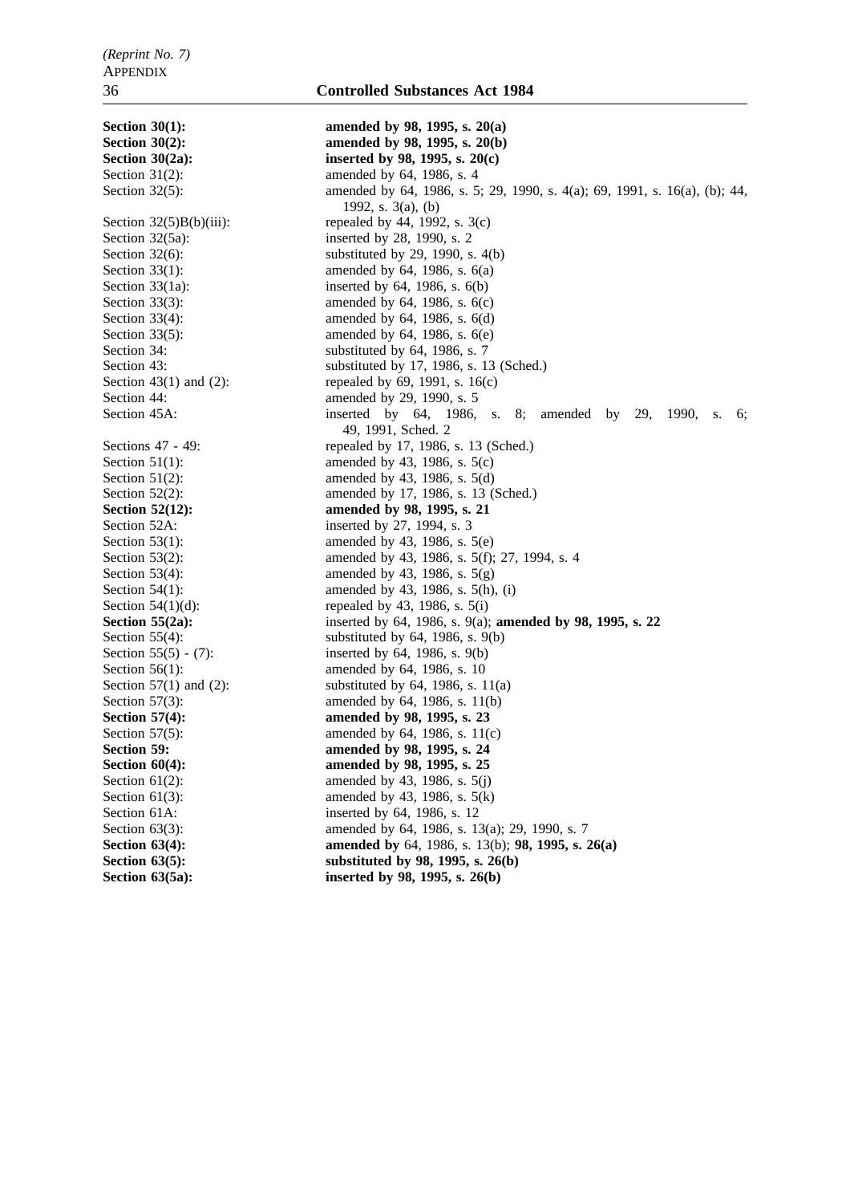| | |
|---|---|
| **Section 30(1):** | **amended by 98, 1995, s. 20(a)** |
| **Section 30(2):** | **amended by 98, 1995, s. 20(b)** |
| **Section 30(2a):** | **inserted by 98, 1995, s. 20(c)** |
| Section 31(2): | amended by 64, 1986, s. 4 |
| Section 32(5): | amended by 64, 1986, s. 5; 29, 1990, s. 4(a); 69, 1991, s. 16(a), (b); 44, 1992, s. 3(a), (b) |
| Section 32(5)B(b)(iii): | repealed by 44, 1992, s. 3(c) |
| Section 32(5a): | inserted by 28, 1990, s. 2 |
| Section 32(6): | substituted by 29, 1990, s. 4(b) |
| Section 33(1): | amended by 64, 1986, s. 6(a) |
| Section 33(1a): | inserted by 64, 1986, s. 6(b) |
| Section 33(3): | amended by 64, 1986, s. 6(c) |
| Section 33(4): | amended by 64, 1986, s. 6(d) |
| Section 33(5): | amended by 64, 1986, s. 6(e) |
| Section 34: | substituted by 64, 1986, s. 7 |
| Section 43: | substituted by 17, 1986, s. 13 (Sched.) |
| Section 43(1) and (2): | repealed by 69, 1991, s. 16(c) |
| Section 44: | amended by 29, 1990, s. 5 |
| Section 45A: | inserted by 64, 1986, s. 8; amended by 29, 1990, s. 6; 49, 1991, Sched. 2 |
| Sections 47 - 49: | repealed by 17, 1986, s. 13 (Sched.) |
| Section 51(1): | amended by 43, 1986, s. 5(c) |
| Section 51(2): | amended by 43, 1986, s. 5(d) |
| Section 52(2): | amended by 17, 1986, s. 13 (Sched.) |
| **Section 52(12):** | **amended by 98, 1995, s. 21** |
| Section 52A: | inserted by 27, 1994, s. 3 |
| Section 53(1): | amended by 43, 1986, s. 5(e) |
| Section 53(2): | amended by 43, 1986, s. 5(f); 27, 1994, s. 4 |
| Section 53(4): | amended by 43, 1986, s. 5(g) |
| Section 54(1): | amended by 43, 1986, s. 5(h), (i) |
| Section 54(1)(d): | repealed by 43, 1986, s. 5(i) |
| **Section 55(2a):** | inserted by 64, 1986, s. 9(a); **amended by 98, 1995, s. 22** |
| Section 55(4): | substituted by 64, 1986, s. 9(b) |
| Section 55(5) - (7): | inserted by 64, 1986, s. 9(b) |
| Section 56(1): | amended by 64, 1986, s. 10 |
| Section 57(1) and (2): | substituted by 64, 1986, s. 11(a) |
| Section 57(3): | amended by 64, 1986, s. 11(b) |
| **Section 57(4):** | **amended by 98, 1995, s. 23** |
| Section 57(5): | amended by 64, 1986, s. 11(c) |
| **Section 59:** | **amended by 98, 1995, s. 24** |
| **Section 60(4):** | **amended by 98, 1995, s. 25** |
| Section 61(2): | amended by 43, 1986, s. 5(j) |
| Section 61(3): | amended by 43, 1986, s. 5(k) |
| Section 61A: | inserted by 64, 1986, s. 12 |
| Section 63(3): | amended by 64, 1986, s. 13(a); 29, 1990, s. 7 |
| **Section 63(4):** | **amended by** 64, 1986, s. 13(b); **98, 1995, s. 26(a)** |
| **Section 63(5):** | **substituted by 98, 1995, s. 26(b)** |
| **Section 63(5a):** | **inserted by 98, 1995, s. 26(b)** |